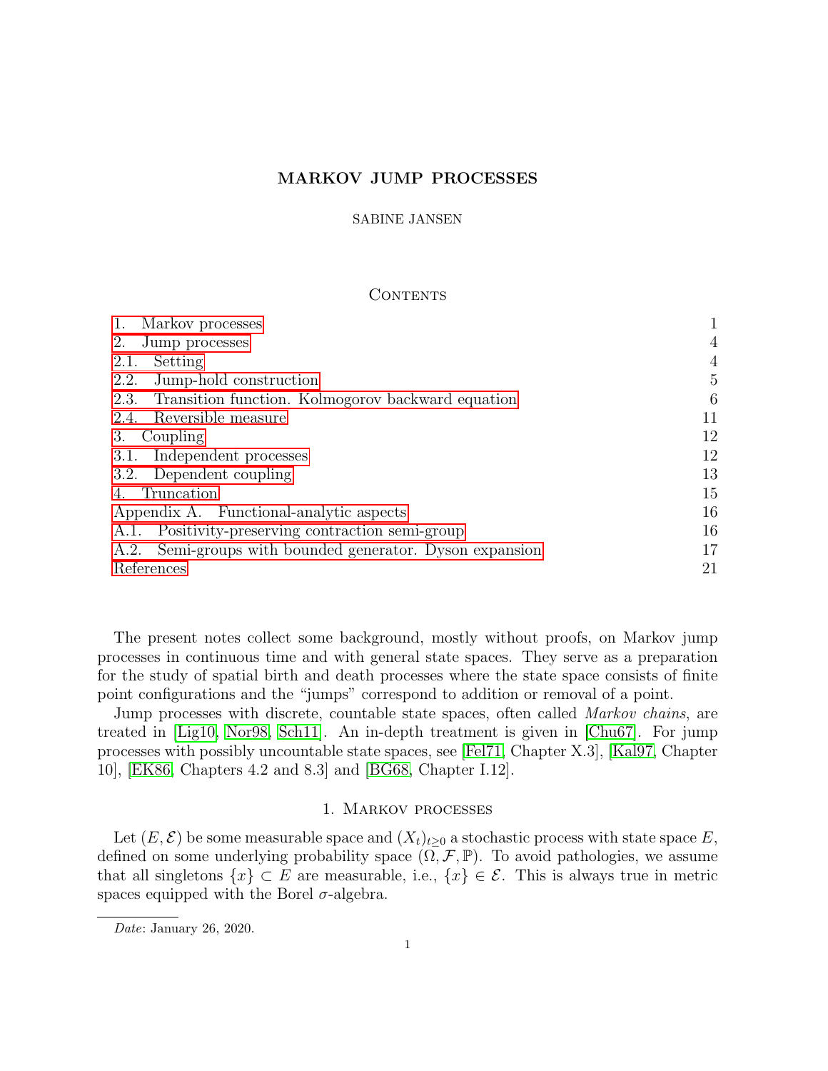# MARKOV JUMP PROCESSES

SABINE JANSEN

## Contents

| | |
|---|---|
| 1. Markov processes | 1 |
| 2. Jump processes | 4 |
| 2.1. Setting | 4 |
| 2.2. Jump-hold construction | 5 |
| 2.3. Transition function. Kolmogorov backward equation | 6 |
| 2.4. Reversible measure | 11 |
| 3. Coupling | 12 |
| 3.1. Independent processes | 12 |
| 3.2. Dependent coupling | 13 |
| 4. Truncation | 15 |
| Appendix A. Functional-analytic aspects | 16 |
| A.1. Positivity-preserving contraction semi-group | 16 |
| A.2. Semi-groups with bounded generator. Dyson expansion | 17 |
| References | 21 |

The present notes collect some background, mostly without proofs, on Markov jump processes in continuous time and with general state spaces. They serve as a preparation for the study of spatial birth and death processes where the state space consists of finite point configurations and the "jumps" correspond to addition or removal of a point.

Jump processes with discrete, countable state spaces, often called *Markov chains*, are treated in [Lig10, Nor98, Sch11]. An in-depth treatment is given in [Chu67]. For jump processes with possibly uncountable state spaces, see [Fel71, Chapter X.3], [Kal97, Chapter 10], [EK86, Chapters 4.2 and 8.3] and [BG68, Chapter I.12].

## 1. Markov processes

Let $(E, \mathcal{E})$ be some measurable space and $(X_t)_{t\geq 0}$ a stochastic process with state space $E$, defined on some underlying probability space $(\Omega, \mathcal{F}, \mathbb{P})$. To avoid pathologies, we assume that all singletons $\{x\} \subset E$ are measurable, i.e., $\{x\} \in \mathcal{E}$. This is always true in metric spaces equipped with the Borel $\sigma$-algebra.

*Date*: January 26, 2020.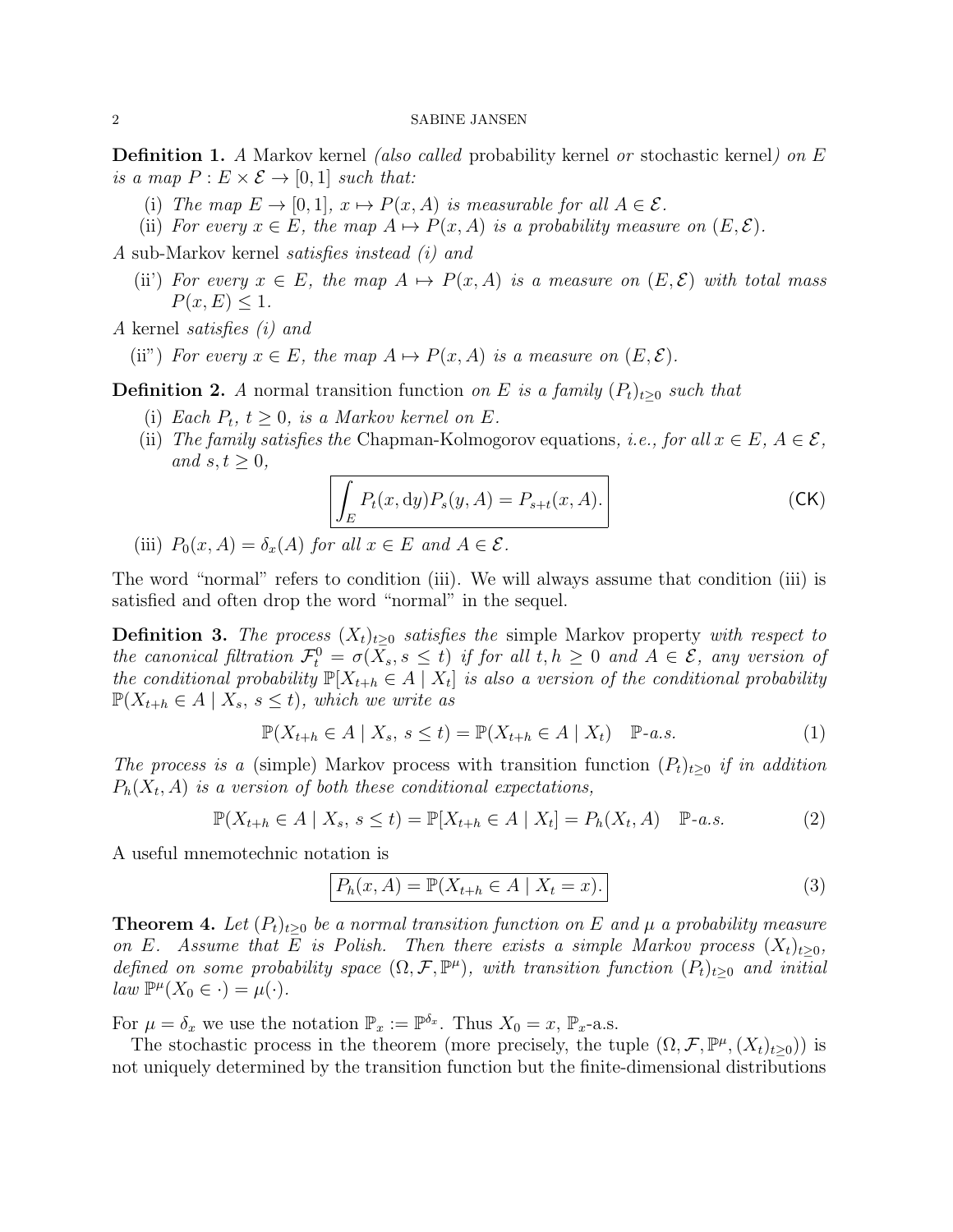**Definition 1.** *A* Markov kernel *(also called* probability kernel *or* stochastic kernel*) on $E$ is a map $P : E \times \mathcal{E} \to [0,1]$ such that:*

(i) *The map $E \to [0,1]$, $x \mapsto P(x,A)$ is measurable for all $A \in \mathcal{E}$.*

(ii) *For every $x \in E$, the map $A \mapsto P(x,A)$ is a probability measure on $(E,\mathcal{E})$.*

*A* sub-Markov kernel *satisfies instead (i) and*

(ii') *For every $x \in E$, the map $A \mapsto P(x,A)$ is a measure on $(E,\mathcal{E})$ with total mass $P(x,E) \leq 1$.*

*A* kernel *satisfies (i) and*

(ii") *For every $x \in E$, the map $A \mapsto P(x,A)$ is a measure on $(E,\mathcal{E})$.*

**Definition 2.** *A* normal transition function *on $E$ is a family $(P_t)_{t\geq 0}$ such that*

(i) *Each $P_t$, $t \geq 0$, is a Markov kernel on $E$.*

(ii) *The family satisfies the* Chapman-Kolmogorov equations*, i.e., for all $x \in E$, $A \in \mathcal{E}$, and $s,t \geq 0$,*

$$\boxed{\int_E P_t(x,\mathrm{d}y) P_s(y,A) = P_{s+t}(x,A).} \tag{CK}$$

(iii) *$P_0(x,A) = \delta_x(A)$ for all $x \in E$ and $A \in \mathcal{E}$.*

The word "normal" refers to condition (iii). We will always assume that condition (iii) is satisfied and often drop the word "normal" in the sequel.

**Definition 3.** *The process $(X_t)_{t\geq 0}$ satisfies the* simple Markov property *with respect to the canonical filtration $\mathcal{F}^0_t = \sigma(X_s, s \leq t)$ if for all $t,h \geq 0$ and $A \in \mathcal{E}$, any version of the conditional probability $\mathbb{P}[X_{t+h} \in A \mid X_t]$ is also a version of the conditional probability $\mathbb{P}(X_{t+h} \in A \mid X_s,\, s \leq t)$, which we write as*

$$\mathbb{P}(X_{t+h} \in A \mid X_s,\, s \leq t) = \mathbb{P}(X_{t+h} \in A \mid X_t) \quad \mathbb{P}\text{-a.s.} \tag{1}$$

*The process is a* (simple) Markov process with transition function $(P_t)_{t\geq 0}$ *if in addition $P_h(X_t, A)$ is a version of both these conditional expectations,*

$$\mathbb{P}(X_{t+h} \in A \mid X_s,\, s \leq t) = \mathbb{P}[X_{t+h} \in A \mid X_t] = P_h(X_t, A) \quad \mathbb{P}\text{-a.s.} \tag{2}$$

A useful mnemotechnic notation is

$$\boxed{P_h(x,A) = \mathbb{P}(X_{t+h} \in A \mid X_t = x).} \tag{3}$$

**Theorem 4.** *Let $(P_t)_{t\geq 0}$ be a normal transition function on $E$ and $\mu$ a probability measure on $E$. Assume that $E$ is Polish. Then there exists a simple Markov process $(X_t)_{t\geq 0}$, defined on some probability space $(\Omega, \mathcal{F}, \mathbb{P}^\mu)$, with transition function $(P_t)_{t\geq 0}$ and initial law $\mathbb{P}^\mu(X_0 \in \cdot) = \mu(\cdot)$.*

For $\mu = \delta_x$ we use the notation $\mathbb{P}_x := \mathbb{P}^{\delta_x}$. Thus $X_0 = x$, $\mathbb{P}_x$-a.s.

The stochastic process in the theorem (more precisely, the tuple $(\Omega, \mathcal{F}, \mathbb{P}^\mu, (X_t)_{t\geq 0})$) is not uniquely determined by the transition function but the finite-dimensional distributions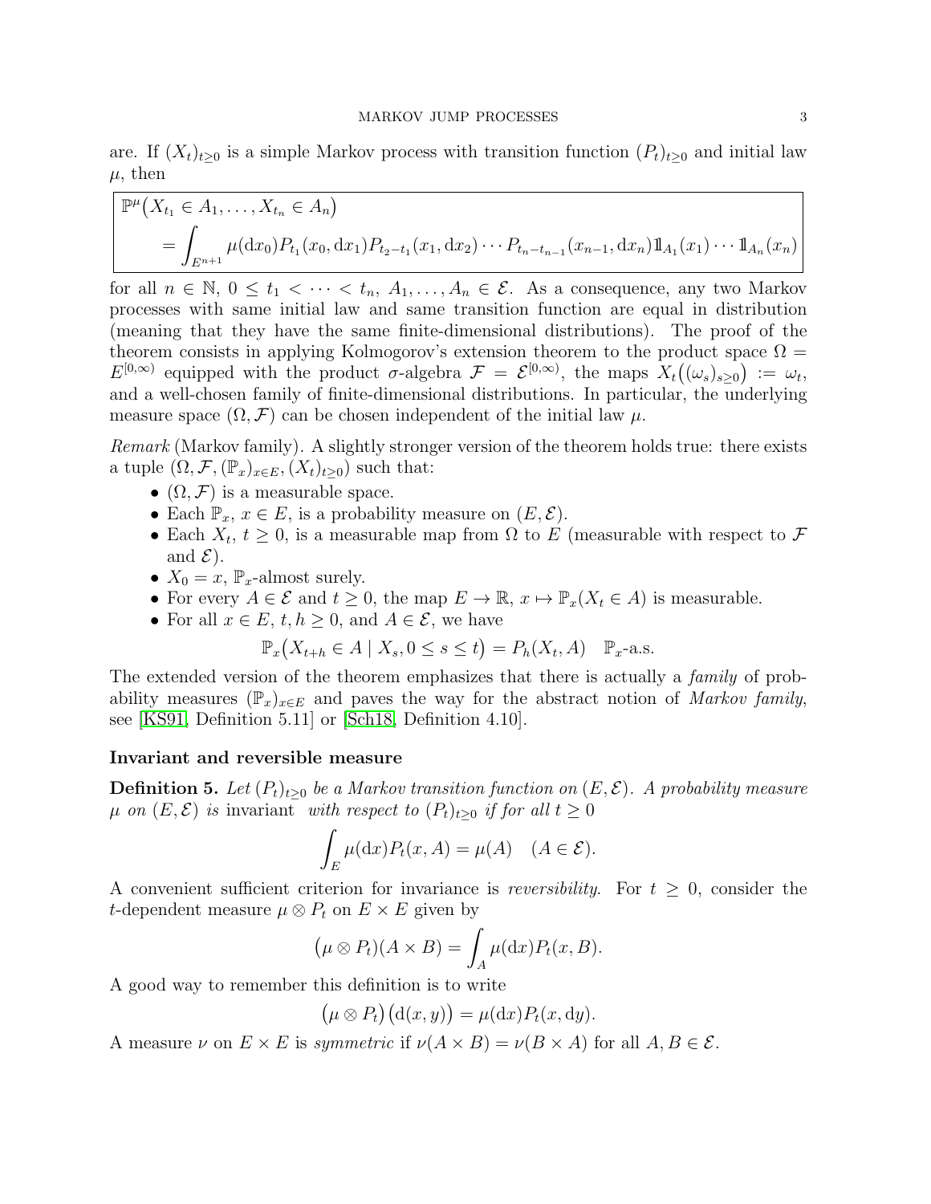are. If $(X_t)_{t\geq 0}$ is a simple Markov process with transition function $(P_t)_{t\geq 0}$ and initial law $\mu$, then

$$
\boxed{\begin{aligned}&\mathbb{P}^\mu\big(X_{t_1} \in A_1, \dots, X_{t_n} \in A_n\big)\\ &\qquad = \int_{E^{n+1}} \mu(\mathrm{d}x_0) P_{t_1}(x_0, \mathrm{d}x_1) P_{t_2 - t_1}(x_1, \mathrm{d}x_2) \cdots P_{t_n - t_{n-1}}(x_{n-1}, \mathrm{d}x_n) \mathbb{1}_{A_1}(x_1) \cdots \mathbb{1}_{A_n}(x_n)\end{aligned}}
$$

for all $n \in \mathbb{N}$, $0 \leq t_1 < \cdots < t_n$, $A_1, \dots, A_n \in \mathcal{E}$. As a consequence, any two Markov processes with same initial law and same transition function are equal in distribution (meaning that they have the same finite-dimensional distributions). The proof of the theorem consists in applying Kolmogorov's extension theorem to the product space $\Omega = E^{[0,\infty)}$ equipped with the product $\sigma$-algebra $\mathcal{F} = \mathcal{E}^{[0,\infty)}$, the maps $X_t\big((\omega_s)_{s\geq 0}\big) := \omega_t$, and a well-chosen family of finite-dimensional distributions. In particular, the underlying measure space $(\Omega, \mathcal{F})$ can be chosen independent of the initial law $\mu$.

*Remark* (Markov family). A slightly stronger version of the theorem holds true: there exists a tuple $(\Omega, \mathcal{F}, (\mathbb{P}_x)_{x\in E}, (X_t)_{t\geq 0})$ such that:

- $(\Omega, \mathcal{F})$ is a measurable space.
- Each $\mathbb{P}_x$, $x \in E$, is a probability measure on $(E, \mathcal{E})$.
- Each $X_t$, $t \geq 0$, is a measurable map from $\Omega$ to $E$ (measurable with respect to $\mathcal{F}$ and $\mathcal{E}$).
- $X_0 = x$, $\mathbb{P}_x$-almost surely.
- For every $A \in \mathcal{E}$ and $t \geq 0$, the map $E \to \mathbb{R}$, $x \mapsto \mathbb{P}_x(X_t \in A)$ is measurable.
- For all $x \in E$, $t, h \geq 0$, and $A \in \mathcal{E}$, we have

$$
\mathbb{P}_x\big(X_{t+h} \in A \mid X_s, 0 \leq s \leq t\big) = P_h(X_t, A) \quad \mathbb{P}_x\text{-a.s.}
$$

The extended version of the theorem emphasizes that there is actually a *family* of probability measures $(\mathbb{P}_x)_{x\in E}$ and paves the way for the abstract notion of *Markov family*, see [KS91, Definition 5.11] or [Sch18, Definition 4.10].

**Invariant and reversible measure**

**Definition 5.** *Let $(P_t)_{t\geq 0}$ be a Markov transition function on $(E, \mathcal{E})$. A probability measure $\mu$ on $(E, \mathcal{E})$ is* invariant *with respect to $(P_t)_{t\geq 0}$ if for all $t \geq 0$*

$$
\int_E \mu(\mathrm{d}x) P_t(x, A) = \mu(A) \quad (A \in \mathcal{E}).
$$

A convenient sufficient criterion for invariance is *reversibility*. For $t \geq 0$, consider the $t$-dependent measure $\mu \otimes P_t$ on $E \times E$ given by

$$
\big(\mu \otimes P_t\big)(A \times B) = \int_A \mu(\mathrm{d}x) P_t(x, B).
$$

A good way to remember this definition is to write

$$
\big(\mu \otimes P_t\big)\big(\mathrm{d}(x, y)\big) = \mu(\mathrm{d}x) P_t(x, \mathrm{d}y).
$$

A measure $\nu$ on $E \times E$ is *symmetric* if $\nu(A \times B) = \nu(B \times A)$ for all $A, B \in \mathcal{E}$.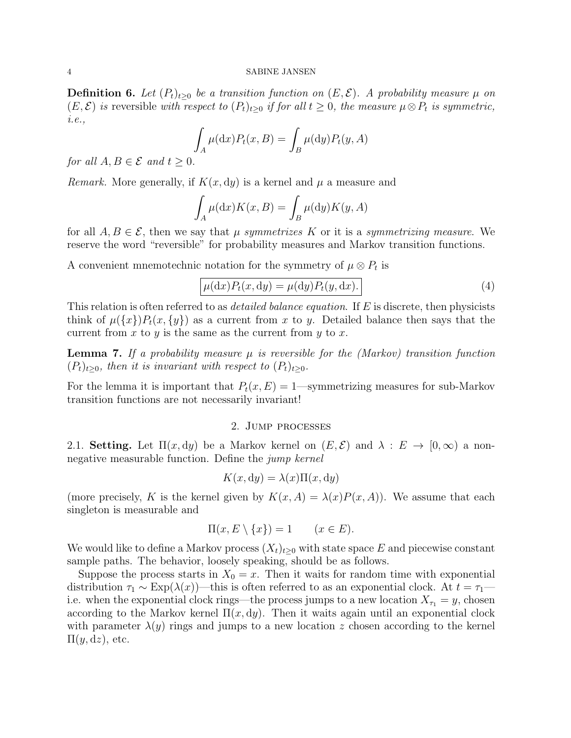**Definition 6.** *Let $(P_t)_{t\geq 0}$ be a transition function on $(E,\mathcal{E})$. A probability measure $\mu$ on $(E,\mathcal{E})$ is* reversible *with respect to $(P_t)_{t\geq 0}$ if for all $t\geq 0$, the measure $\mu\otimes P_t$ is symmetric, i.e.,*

$$\int_A \mu(\mathrm{d}x)P_t(x,B) = \int_B \mu(\mathrm{d}y)P_t(y,A)$$

*for all $A,B\in\mathcal{E}$ and $t\geq 0$.*

*Remark.* More generally, if $K(x,\mathrm{d}y)$ is a kernel and $\mu$ a measure and

$$\int_A \mu(\mathrm{d}x)K(x,B) = \int_B \mu(\mathrm{d}y)K(y,A)$$

for all $A,B\in\mathcal{E}$, then we say that $\mu$ *symmetrizes* $K$ or it is a *symmetrizing measure*. We reserve the word "reversible" for probability measures and Markov transition functions.

A convenient mnemotechnic notation for the symmetry of $\mu\otimes P_t$ is

$$\boxed{\mu(\mathrm{d}x)P_t(x,\mathrm{d}y) = \mu(\mathrm{d}y)P_t(y,\mathrm{d}x).} \tag{4}$$

This relation is often referred to as *detailed balance equation*. If $E$ is discrete, then physicists think of $\mu(\{x\})P_t(x,\{y\})$ as a current from $x$ to $y$. Detailed balance then says that the current from $x$ to $y$ is the same as the current from $y$ to $x$.

**Lemma 7.** *If a probability measure $\mu$ is reversible for the (Markov) transition function $(P_t)_{t\geq 0}$, then it is invariant with respect to $(P_t)_{t\geq 0}$.*

For the lemma it is important that $P_t(x,E)=1$—symmetrizing measures for sub-Markov transition functions are not necessarily invariant!

## 2. Jump processes

2.1. **Setting.** Let $\Pi(x,\mathrm{d}y)$ be a Markov kernel on $(E,\mathcal{E})$ and $\lambda: E\to[0,\infty)$ a non-negative measurable function. Define the *jump kernel*

$$K(x,\mathrm{d}y) = \lambda(x)\Pi(x,\mathrm{d}y)$$

(more precisely, $K$ is the kernel given by $K(x,A)=\lambda(x)P(x,A)$). We assume that each singleton is measurable and

$$\Pi(x,E\setminus\{x\}) = 1 \qquad (x\in E).$$

We would like to define a Markov process $(X_t)_{t\geq 0}$ with state space $E$ and piecewise constant sample paths. The behavior, loosely speaking, should be as follows.

Suppose the process starts in $X_0=x$. Then it waits for random time with exponential distribution $\tau_1\sim\mathrm{Exp}(\lambda(x))$—this is often referred to as an exponential clock. At $t=\tau_1$—i.e. when the exponential clock rings—the process jumps to a new location $X_{\tau_1}=y$, chosen according to the Markov kernel $\Pi(x,\mathrm{d}y)$. Then it waits again until an exponential clock with parameter $\lambda(y)$ rings and jumps to a new location $z$ chosen according to the kernel $\Pi(y,\mathrm{d}z)$, etc.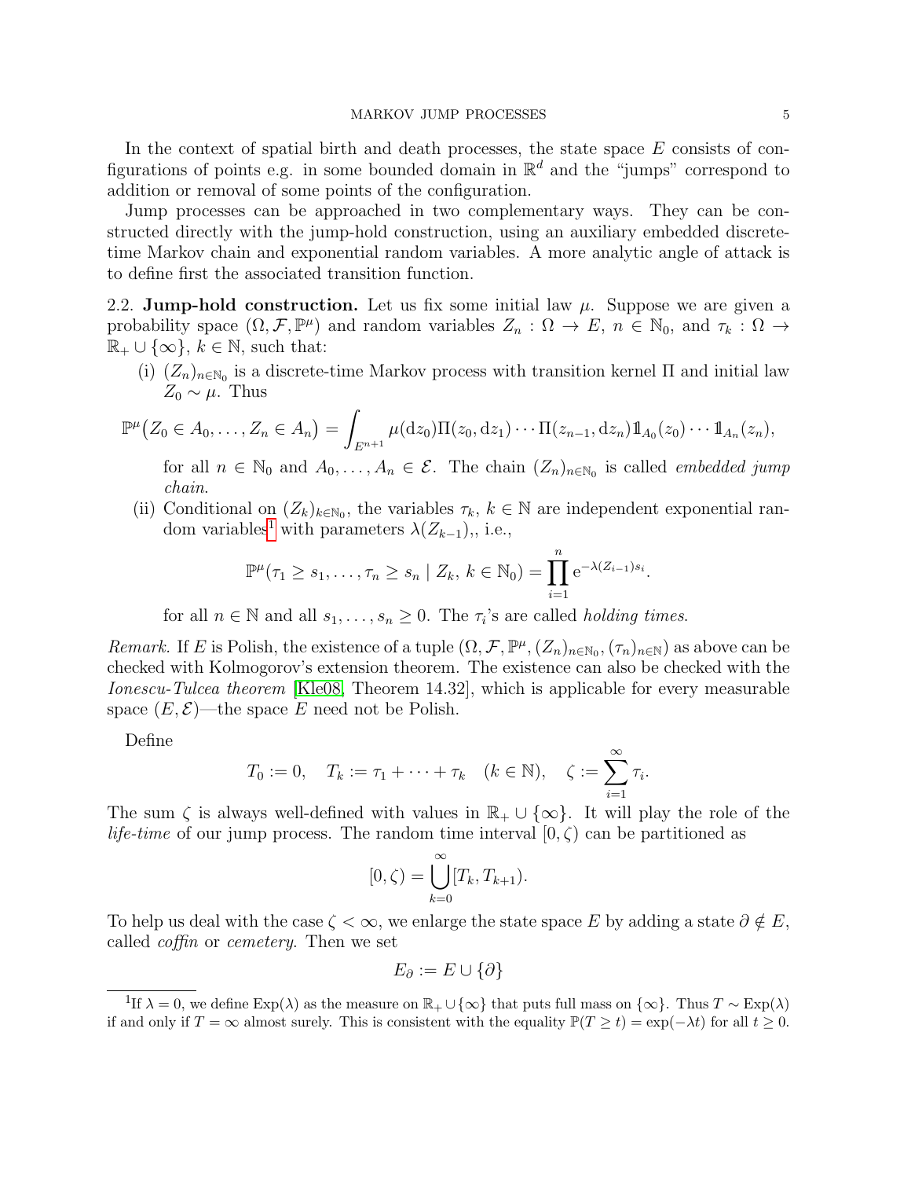In the context of spatial birth and death processes, the state space $E$ consists of configurations of points e.g. in some bounded domain in $\mathbb{R}^d$ and the "jumps" correspond to addition or removal of some points of the configuration.

Jump processes can be approached in two complementary ways. They can be constructed directly with the jump-hold construction, using an auxiliary embedded discrete-time Markov chain and exponential random variables. A more analytic angle of attack is to define first the associated transition function.

2.2. **Jump-hold construction.** Let us fix some initial law $\mu$. Suppose we are given a probability space $(\Omega, \mathcal{F}, \mathbb{P}^\mu)$ and random variables $Z_n : \Omega \to E$, $n \in \mathbb{N}_0$, and $\tau_k : \Omega \to \mathbb{R}_+ \cup \{\infty\}$, $k \in \mathbb{N}$, such that:

(i) $(Z_n)_{n\in\mathbb{N}_0}$ is a discrete-time Markov process with transition kernel $\Pi$ and initial law $Z_0 \sim \mu$. Thus

$$\mathbb{P}^\mu\big(Z_0 \in A_0, \ldots, Z_n \in A_n\big) = \int_{E^{n+1}} \mu(\mathrm{d}z_0)\Pi(z_0, \mathrm{d}z_1)\cdots\Pi(z_{n-1}, \mathrm{d}z_n)\mathbb{1}_{A_0}(z_0)\cdots\mathbb{1}_{A_n}(z_n),$$

for all $n \in \mathbb{N}_0$ and $A_0, \ldots, A_n \in \mathcal{E}$. The chain $(Z_n)_{n\in\mathbb{N}_0}$ is called *embedded jump chain*.

(ii) Conditional on $(Z_k)_{k\in\mathbb{N}_0}$, the variables $\tau_k$, $k \in \mathbb{N}$ are independent exponential random variables[1] with parameters $\lambda(Z_{k-1})$,, i.e.,

$$\mathbb{P}^\mu(\tau_1 \geq s_1, \ldots, \tau_n \geq s_n \mid Z_k,\, k \in \mathbb{N}_0) = \prod_{i=1}^{n} \mathrm{e}^{-\lambda(Z_{i-1})s_i}.$$

for all $n \in \mathbb{N}$ and all $s_1, \ldots, s_n \geq 0$. The $\tau_i$'s are called *holding times*.

*Remark.* If $E$ is Polish, the existence of a tuple $(\Omega, \mathcal{F}, \mathbb{P}^\mu, (Z_n)_{n\in\mathbb{N}_0}, (\tau_n)_{n\in\mathbb{N}})$ as above can be checked with Kolmogorov's extension theorem. The existence can also be checked with the *Ionescu-Tulcea theorem* [Kle08, Theorem 14.32], which is applicable for every measurable space $(E, \mathcal{E})$—the space $E$ need not be Polish.

Define

$$T_0 := 0, \quad T_k := \tau_1 + \cdots + \tau_k \quad (k \in \mathbb{N}), \quad \zeta := \sum_{i=1}^{\infty} \tau_i.$$

The sum $\zeta$ is always well-defined with values in $\mathbb{R}_+ \cup \{\infty\}$. It will play the role of the *life-time* of our jump process. The random time interval $[0, \zeta)$ can be partitioned as

$$[0, \zeta) = \bigcup_{k=0}^{\infty} [T_k, T_{k+1}).$$

To help us deal with the case $\zeta < \infty$, we enlarge the state space $E$ by adding a state $\partial \notin E$, called *coffin* or *cemetery*. Then we set

$$E_\partial := E \cup \{\partial\}$$

[1] If $\lambda = 0$, we define $\mathrm{Exp}(\lambda)$ as the measure on $\mathbb{R}_+ \cup \{\infty\}$ that puts full mass on $\{\infty\}$. Thus $T \sim \mathrm{Exp}(\lambda)$ if and only if $T = \infty$ almost surely. This is consistent with the equality $\mathbb{P}(T \geq t) = \exp(-\lambda t)$ for all $t \geq 0$.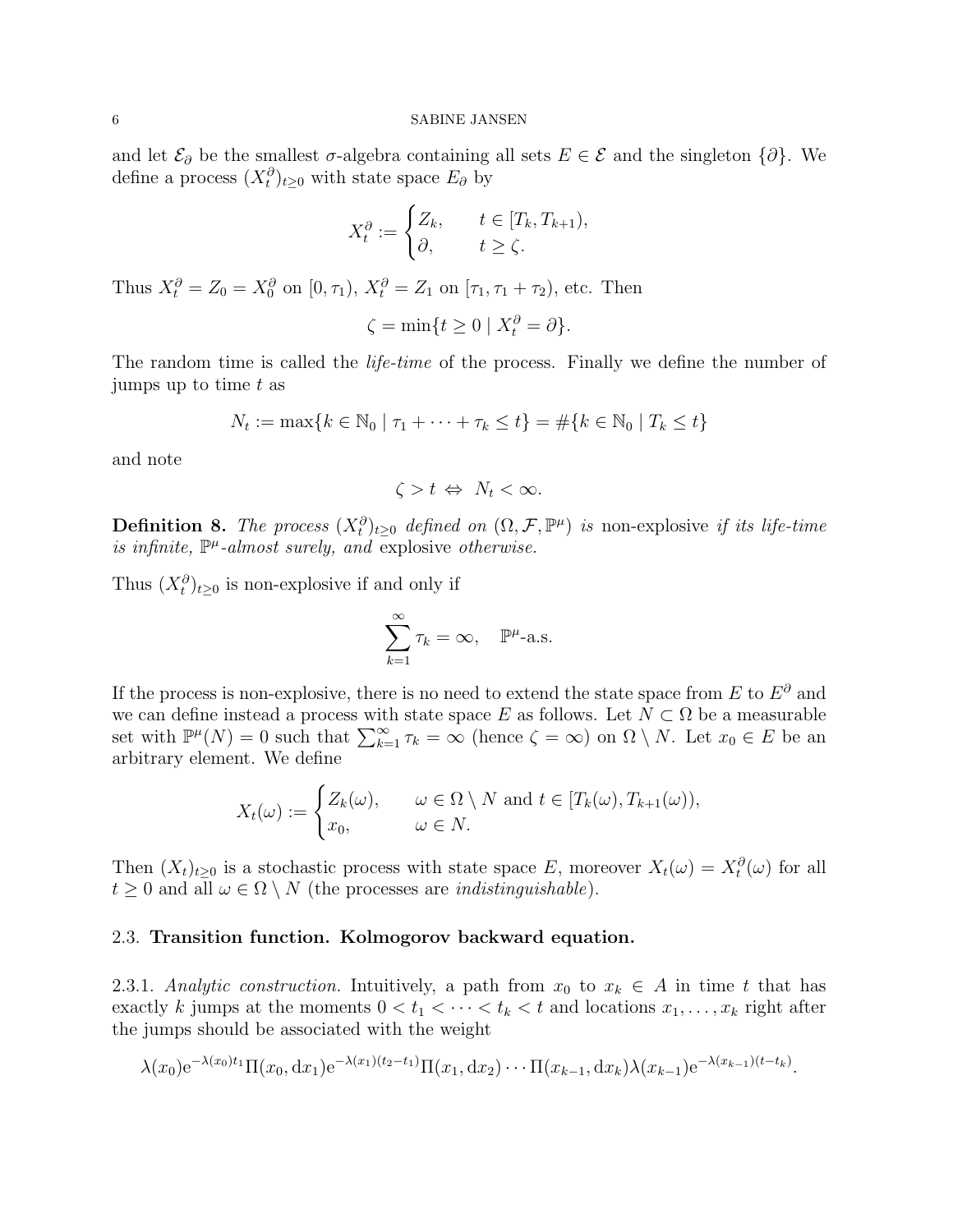and let $\mathcal{E}_\partial$ be the smallest $\sigma$-algebra containing all sets $E \in \mathcal{E}$ and the singleton $\{\partial\}$. We define a process $(X_t^\partial)_{t\geq 0}$ with state space $E_\partial$ by

$$X_t^\partial := \begin{cases} Z_k, & t \in [T_k, T_{k+1}), \\ \partial, & t \geq \zeta. \end{cases}$$

Thus $X_t^\partial = Z_0 = X_0^\partial$ on $[0, \tau_1)$, $X_t^\partial = Z_1$ on $[\tau_1, \tau_1 + \tau_2)$, etc. Then

$$\zeta = \min\{t \geq 0 \mid X_t^\partial = \partial\}.$$

The random time is called the *life-time* of the process. Finally we define the number of jumps up to time $t$ as

$$N_t := \max\{k \in \mathbb{N}_0 \mid \tau_1 + \cdots + \tau_k \leq t\} = \#\{k \in \mathbb{N}_0 \mid T_k \leq t\}$$

and note

$$\zeta > t \Leftrightarrow N_t < \infty.$$

**Definition 8.** *The process $(X_t^\partial)_{t\geq 0}$ defined on $(\Omega, \mathcal{F}, \mathbb{P}^\mu)$ is* non-explosive *if its life-time is infinite, $\mathbb{P}^\mu$-almost surely, and* explosive *otherwise.*

Thus $(X_t^\partial)_{t\geq 0}$ is non-explosive if and only if

$$\sum_{k=1}^\infty \tau_k = \infty, \quad \mathbb{P}^\mu\text{-a.s.}$$

If the process is non-explosive, there is no need to extend the state space from $E$ to $E^\partial$ and we can define instead a process with state space $E$ as follows. Let $N \subset \Omega$ be a measurable set with $\mathbb{P}^\mu(N) = 0$ such that $\sum_{k=1}^\infty \tau_k = \infty$ (hence $\zeta = \infty$) on $\Omega \setminus N$. Let $x_0 \in E$ be an arbitrary element. We define

$$X_t(\omega) := \begin{cases} Z_k(\omega), & \omega \in \Omega \setminus N \text{ and } t \in [T_k(\omega), T_{k+1}(\omega)), \\ x_0, & \omega \in N. \end{cases}$$

Then $(X_t)_{t\geq 0}$ is a stochastic process with state space $E$, moreover $X_t(\omega) = X_t^\partial(\omega)$ for all $t \geq 0$ and all $\omega \in \Omega \setminus N$ (the processes are *indistinguishable*).

### 2.3. Transition function. Kolmogorov backward equation.

2.3.1. *Analytic construction.* Intuitively, a path from $x_0$ to $x_k \in A$ in time $t$ that has exactly $k$ jumps at the moments $0 < t_1 < \cdots < t_k < t$ and locations $x_1, \ldots, x_k$ right after the jumps should be associated with the weight

$$\lambda(x_0)\mathrm{e}^{-\lambda(x_0)t_1}\Pi(x_0, \mathrm{d}x_1)\mathrm{e}^{-\lambda(x_1)(t_2-t_1)}\Pi(x_1, \mathrm{d}x_2)\cdots\Pi(x_{k-1}, \mathrm{d}x_k)\lambda(x_{k-1})\mathrm{e}^{-\lambda(x_{k-1})(t-t_k)}.$$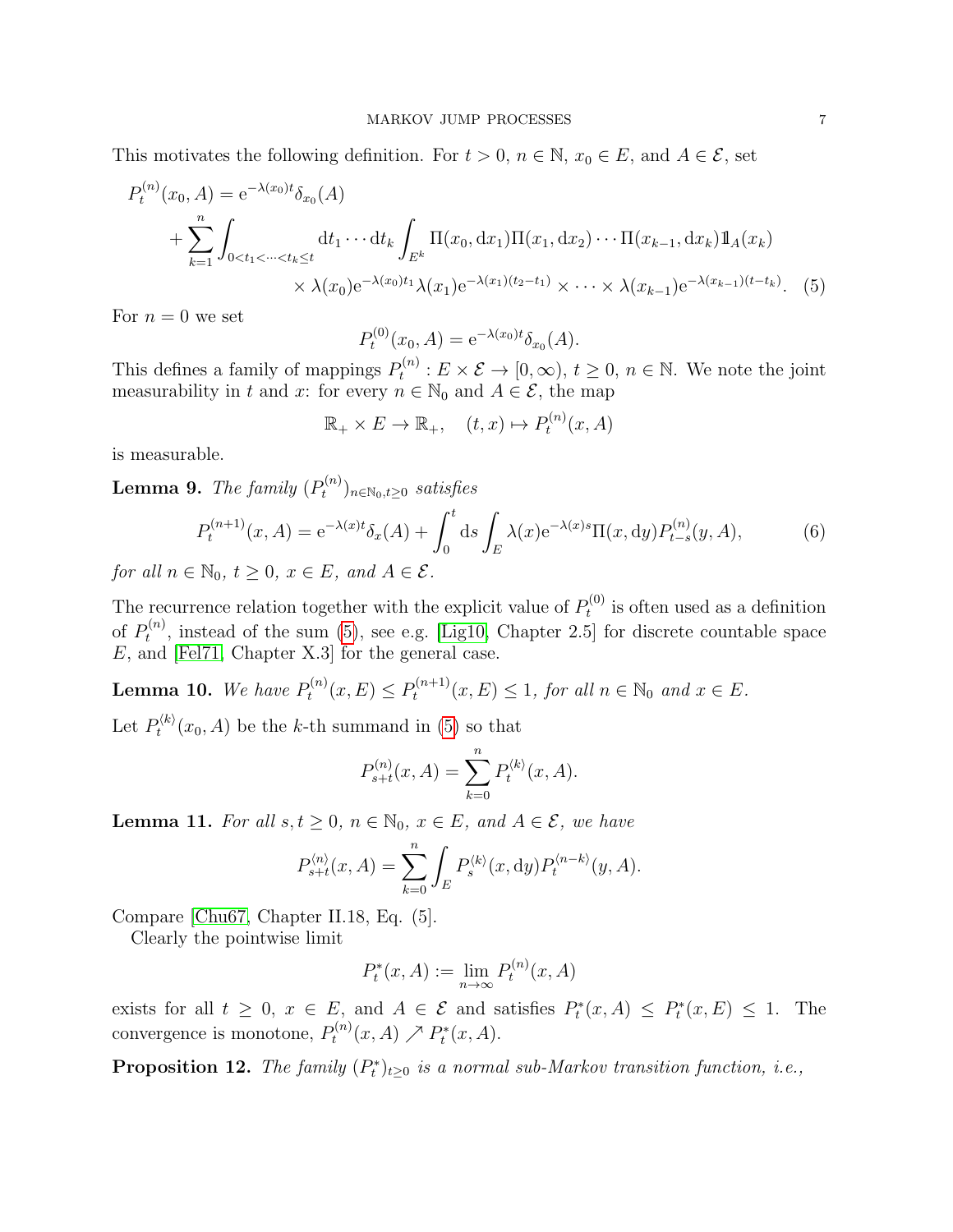This motivates the following definition. For $t > 0$, $n \in \mathbb{N}$, $x_0 \in E$, and $A \in \mathcal{E}$, set

$$
\begin{aligned}
P_t^{(n)}(x_0, A) &= \mathrm{e}^{-\lambda(x_0)t}\delta_{x_0}(A) \\
&\quad + \sum_{k=1}^{n} \int_{0<t_1<\cdots<t_k\leq t} \mathrm{d}t_1 \cdots \mathrm{d}t_k \int_{E^k} \Pi(x_0, \mathrm{d}x_1)\Pi(x_1, \mathrm{d}x_2)\cdots\Pi(x_{k-1}, \mathrm{d}x_k)\mathbb{1}_A(x_k) \\
&\qquad \times \lambda(x_0)\mathrm{e}^{-\lambda(x_0)t_1}\lambda(x_1)\mathrm{e}^{-\lambda(x_1)(t_2-t_1)} \times \cdots \times \lambda(x_{k-1})\mathrm{e}^{-\lambda(x_{k-1})(t-t_k)}. \quad (5)
\end{aligned}
$$

For $n = 0$ we set

$$
P_t^{(0)}(x_0, A) = \mathrm{e}^{-\lambda(x_0)t}\delta_{x_0}(A).
$$

This defines a family of mappings $P_t^{(n)} : E \times \mathcal{E} \to [0, \infty)$, $t \geq 0$, $n \in \mathbb{N}$. We note the joint measurability in $t$ and $x$: for every $n \in \mathbb{N}_0$ and $A \in \mathcal{E}$, the map

$$
\mathbb{R}_+ \times E \to \mathbb{R}_+, \quad (t, x) \mapsto P_t^{(n)}(x, A)
$$

is measurable.

**Lemma 9.** *The family* $(P_t^{(n)})_{n\in\mathbb{N}_0, t\geq 0}$ *satisfies*

$$
P_t^{(n+1)}(x, A) = \mathrm{e}^{-\lambda(x)t}\delta_x(A) + \int_0^t \mathrm{d}s \int_E \lambda(x)\mathrm{e}^{-\lambda(x)s}\Pi(x, \mathrm{d}y)P_{t-s}^{(n)}(y, A), \quad (6)
$$

*for all* $n \in \mathbb{N}_0$, $t \geq 0$, $x \in E$, *and* $A \in \mathcal{E}$.

The recurrence relation together with the explicit value of $P_t^{(0)}$ is often used as a definition of $P_t^{(n)}$, instead of the sum (5), see e.g. [Lig10, Chapter 2.5] for discrete countable space $E$, and [Fel71, Chapter X.3] for the general case.

**Lemma 10.** *We have* $P_t^{(n)}(x, E) \leq P_t^{(n+1)}(x, E) \leq 1$, *for all* $n \in \mathbb{N}_0$ *and* $x \in E$.

Let $P_t^{\langle k\rangle}(x_0, A)$ be the $k$-th summand in (5) so that

$$
P_{s+t}^{(n)}(x, A) = \sum_{k=0}^{n} P_t^{\langle k\rangle}(x, A).
$$

**Lemma 11.** *For all* $s, t \geq 0$, $n \in \mathbb{N}_0$, $x \in E$, *and* $A \in \mathcal{E}$, *we have*

$$
P_{s+t}^{\langle n\rangle}(x, A) = \sum_{k=0}^{n} \int_E P_s^{\langle k\rangle}(x, \mathrm{d}y)P_t^{\langle n-k\rangle}(y, A).
$$

Compare [Chu67, Chapter II.18, Eq. (5].

Clearly the pointwise limit

$$
P_t^*(x, A) := \lim_{n\to\infty} P_t^{(n)}(x, A)
$$

exists for all $t \geq 0$, $x \in E$, and $A \in \mathcal{E}$ and satisfies $P_t^*(x, A) \leq P_t^*(x, E) \leq 1$. The convergence is monotone, $P_t^{(n)}(x, A) \nearrow P_t^*(x, A)$.

**Proposition 12.** *The family* $(P_t^*)_{t\geq 0}$ *is a normal sub-Markov transition function, i.e.,*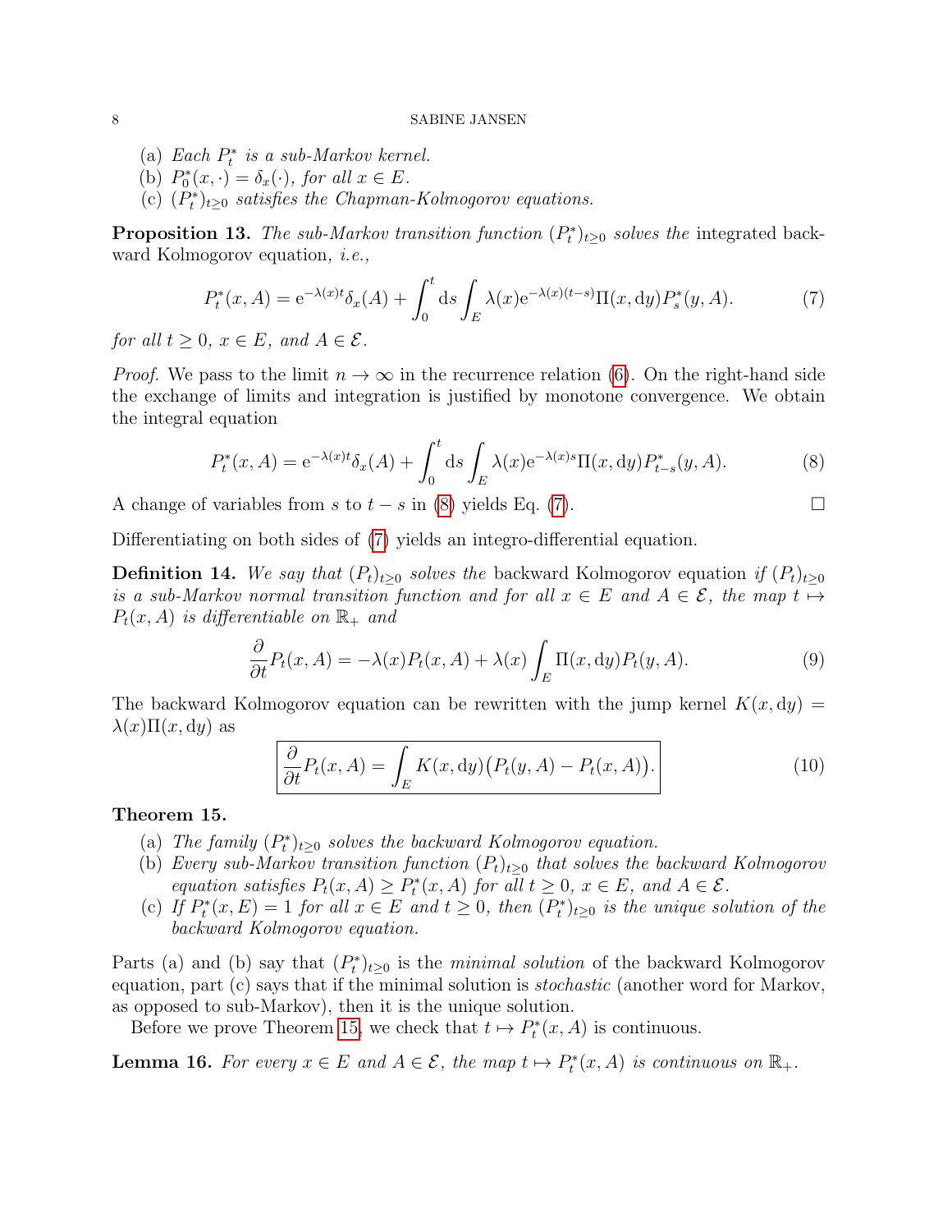(a) *Each $P^*_t$ is a sub-Markov kernel.*
(b) *$P^*_0(x, \cdot) = \delta_x(\cdot)$, for all $x \in E$.*
(c) *$(P^*_t)_{t \geq 0}$ satisfies the Chapman-Kolmogorov equations.*

**Proposition 13.** *The sub-Markov transition function $(P^*_t)_{t \geq 0}$ solves the* integrated backward Kolmogorov equation*, i.e.,*

$$P^*_t(x, A) = e^{-\lambda(x)t} \delta_x(A) + \int_0^t \mathrm{d}s \int_E \lambda(x) e^{-\lambda(x)(t-s)} \Pi(x, \mathrm{d}y) P^*_s(y, A). \tag{7}$$

*for all $t \geq 0$, $x \in E$, and $A \in \mathcal{E}$.*

*Proof.* We pass to the limit $n \to \infty$ in the recurrence relation (6). On the right-hand side the exchange of limits and integration is justified by monotone convergence. We obtain the integral equation

$$P^*_t(x, A) = e^{-\lambda(x)t} \delta_x(A) + \int_0^t \mathrm{d}s \int_E \lambda(x) e^{-\lambda(x)s} \Pi(x, \mathrm{d}y) P^*_{t-s}(y, A). \tag{8}$$

A change of variables from $s$ to $t - s$ in (8) yields Eq. (7). □

Differentiating on both sides of (7) yields an integro-differential equation.

**Definition 14.** *We say that $(P_t)_{t \geq 0}$ solves the* backward Kolmogorov equation *if $(P_t)_{t \geq 0}$ is a sub-Markov normal transition function and for all $x \in E$ and $A \in \mathcal{E}$, the map $t \mapsto P_t(x, A)$ is differentiable on $\mathbb{R}_+$ and*

$$\frac{\partial}{\partial t} P_t(x, A) = -\lambda(x) P_t(x, A) + \lambda(x) \int_E \Pi(x, \mathrm{d}y) P_t(y, A). \tag{9}$$

The backward Kolmogorov equation can be rewritten with the jump kernel $K(x, \mathrm{d}y) = \lambda(x)\Pi(x, \mathrm{d}y)$ as

$$\boxed{\frac{\partial}{\partial t} P_t(x, A) = \int_E K(x, \mathrm{d}y) \big( P_t(y, A) - P_t(x, A) \big).} \tag{10}$$

**Theorem 15.**

(a) *The family $(P^*_t)_{t \geq 0}$ solves the backward Kolmogorov equation.*
(b) *Every sub-Markov transition function $(P_t)_{t \geq 0}$ that solves the backward Kolmogorov equation satisfies $P_t(x, A) \geq P^*_t(x, A)$ for all $t \geq 0$, $x \in E$, and $A \in \mathcal{E}$.*
(c) *If $P^*_t(x, E) = 1$ for all $x \in E$ and $t \geq 0$, then $(P^*_t)_{t \geq 0}$ is the unique solution of the backward Kolmogorov equation.*

Parts (a) and (b) say that $(P^*_t)_{t \geq 0}$ is the *minimal solution* of the backward Kolmogorov equation, part (c) says that if the minimal solution is *stochastic* (another word for Markov, as opposed to sub-Markov), then it is the unique solution.

Before we prove Theorem 15, we check that $t \mapsto P^*_t(x, A)$ is continuous.

**Lemma 16.** *For every $x \in E$ and $A \in \mathcal{E}$, the map $t \mapsto P^*_t(x, A)$ is continuous on $\mathbb{R}_+$.*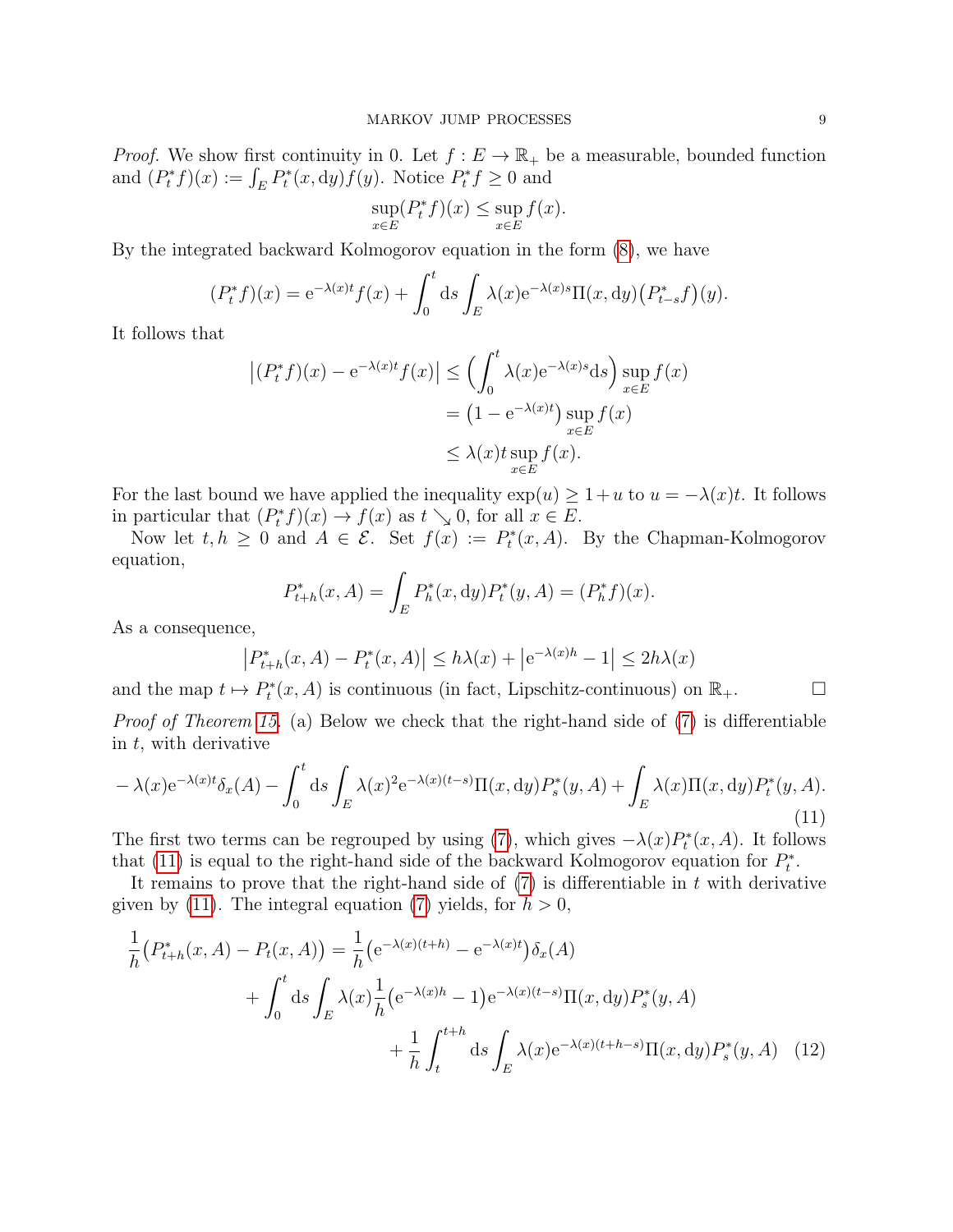*Proof.* We show first continuity in 0. Let $f : E \to \mathbb{R}_+$ be a measurable, bounded function and $(P_t^* f)(x) := \int_E P_t^*(x, \mathrm{d}y) f(y)$. Notice $P_t^* f \geq 0$ and

$$\sup_{x\in E} (P_t^* f)(x) \leq \sup_{x \in E} f(x).$$

By the integrated backward Kolmogorov equation in the form (8), we have

$$(P_t^* f)(x) = \mathrm{e}^{-\lambda(x)t} f(x) + \int_0^t \mathrm{d}s \int_E \lambda(x) \mathrm{e}^{-\lambda(x)s} \Pi(x, \mathrm{d}y) \big(P_{t-s}^* f\big)(y).$$

It follows that

$$\begin{aligned}
\big|(P_t^* f)(x) - \mathrm{e}^{-\lambda(x)t} f(x)\big| &\leq \Big(\int_0^t \lambda(x) \mathrm{e}^{-\lambda(x)s} \mathrm{d}s\Big) \sup_{x\in E} f(x) \\
&= \big(1 - \mathrm{e}^{-\lambda(x)t}\big) \sup_{x\in E} f(x) \\
&\leq \lambda(x) t \sup_{x \in E} f(x).
\end{aligned}$$

For the last bound we have applied the inequality $\exp(u) \geq 1 + u$ to $u = -\lambda(x)t$. It follows in particular that $(P_t^* f)(x) \to f(x)$ as $t \searrow 0$, for all $x \in E$.

Now let $t, h \geq 0$ and $A \in \mathcal{E}$. Set $f(x) := P_t^*(x, A)$. By the Chapman-Kolmogorov equation,

$$P_{t+h}^*(x, A) = \int_E P_h^*(x, \mathrm{d}y) P_t^*(y, A) = (P_h^* f)(x).$$

As a consequence,

$$\big|P_{t+h}^*(x, A) - P_t^*(x, A)\big| \leq h\lambda(x) + \big|\mathrm{e}^{-\lambda(x)h} - 1\big| \leq 2h\lambda(x)$$

and the map $t \mapsto P_t^*(x, A)$ is continuous (in fact, Lipschitz-continuous) on $\mathbb{R}_+$. □

*Proof of Theorem 15.* (a) Below we check that the right-hand side of (7) is differentiable in $t$, with derivative

$$-\lambda(x)\mathrm{e}^{-\lambda(x)t}\delta_x(A) - \int_0^t \mathrm{d}s \int_E \lambda(x)^2 \mathrm{e}^{-\lambda(x)(t-s)} \Pi(x, \mathrm{d}y) P_s^*(y, A) + \int_E \lambda(x) \Pi(x, \mathrm{d}y) P_t^*(y, A). \tag{11}$$

The first two terms can be regrouped by using (7), which gives $-\lambda(x) P_t^*(x, A)$. It follows that (11) is equal to the right-hand side of the backward Kolmogorov equation for $P_t^*$.

It remains to prove that the right-hand side of (7) is differentiable in $t$ with derivative given by (11). The integral equation (7) yields, for $h > 0$,

$$\begin{aligned}
\frac{1}{h}\big(P_{t+h}^*(x, A) - P_t(x, A)\big) &= \frac{1}{h}\big(\mathrm{e}^{-\lambda(x)(t+h)} - \mathrm{e}^{-\lambda(x)t}\big)\delta_x(A) \\
&\quad + \int_0^t \mathrm{d}s \int_E \lambda(x) \frac{1}{h}\big(\mathrm{e}^{-\lambda(x)h} - 1\big) \mathrm{e}^{-\lambda(x)(t-s)} \Pi(x, \mathrm{d}y) P_s^*(y, A) \\
&\qquad + \frac{1}{h}\int_t^{t+h} \mathrm{d}s \int_E \lambda(x) \mathrm{e}^{-\lambda(x)(t+h-s)} \Pi(x, \mathrm{d}y) P_s^*(y, A)
\end{aligned} \tag{12}$$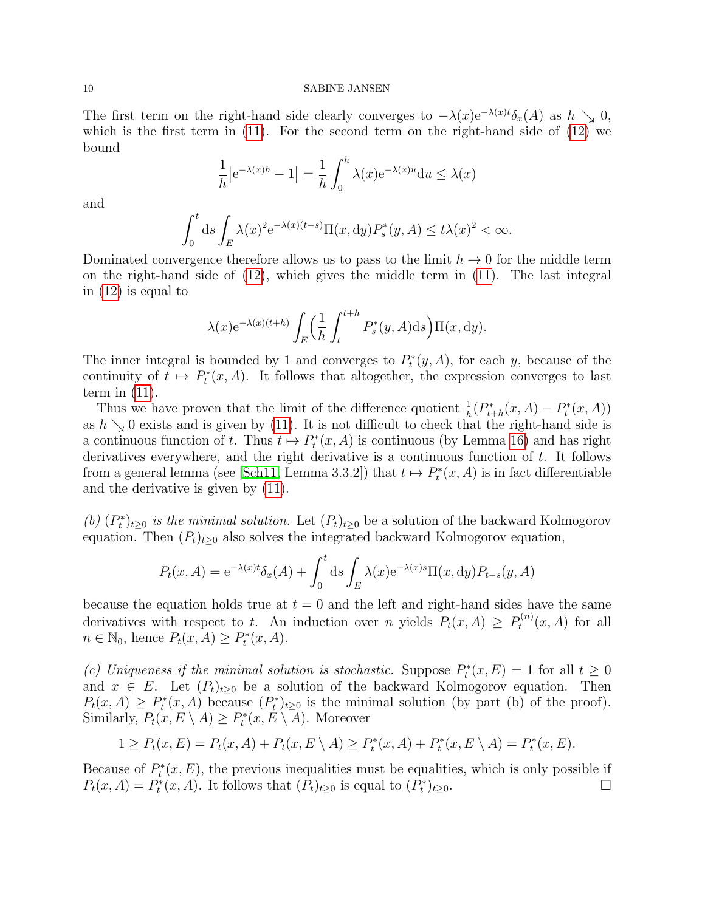The first term on the right-hand side clearly converges to $-\lambda(x)\mathrm{e}^{-\lambda(x)t}\delta_x(A)$ as $h \searrow 0$, which is the first term in (11). For the second term on the right-hand side of (12) we bound

$$\frac{1}{h}\big|\mathrm{e}^{-\lambda(x)h}-1\big| = \frac{1}{h}\int_0^h \lambda(x)\mathrm{e}^{-\lambda(x)u}\mathrm{d}u \le \lambda(x)$$

and

$$\int_0^t \mathrm{d}s \int_E \lambda(x)^2 \mathrm{e}^{-\lambda(x)(t-s)}\Pi(x,\mathrm{d}y)P_s^*(y,A) \le t\lambda(x)^2 < \infty.$$

Dominated convergence therefore allows us to pass to the limit $h \to 0$ for the middle term on the right-hand side of (12), which gives the middle term in (11). The last integral in (12) is equal to

$$\lambda(x)\mathrm{e}^{-\lambda(x)(t+h)}\int_E \Big(\frac{1}{h}\int_t^{t+h} P_s^*(y,A)\mathrm{d}s\Big)\Pi(x,\mathrm{d}y).$$

The inner integral is bounded by 1 and converges to $P_t^*(y,A)$, for each $y$, because of the continuity of $t \mapsto P_t^*(x,A)$. It follows that altogether, the expression converges to last term in (11).

Thus we have proven that the limit of the difference quotient $\frac{1}{h}(P_{t+h}^*(x,A) - P_t^*(x,A))$ as $h \searrow 0$ exists and is given by (11). It is not difficult to check that the right-hand side is a continuous function of $t$. Thus $t \mapsto P_t^*(x,A)$ is continuous (by Lemma 16) and has right derivatives everywhere, and the right derivative is a continuous function of $t$. It follows from a general lemma (see [Sch11, Lemma 3.3.2]) that $t \mapsto P_t^*(x,A)$ is in fact differentiable and the derivative is given by (11).

*(b) $(P_t^*)_{t\ge 0}$ is the minimal solution.* Let $(P_t)_{t\ge 0}$ be a solution of the backward Kolmogorov equation. Then $(P_t)_{t\ge0}$ also solves the integrated backward Kolmogorov equation,

$$P_t(x,A) = \mathrm{e}^{-\lambda(x)t}\delta_x(A) + \int_0^t \mathrm{d}s \int_E \lambda(x)\mathrm{e}^{-\lambda(x)s}\Pi(x,\mathrm{d}y)P_{t-s}(y,A)$$

because the equation holds true at $t=0$ and the left and right-hand sides have the same derivatives with respect to $t$. An induction over $n$ yields $P_t(x,A) \ge P_t^{(n)}(x,A)$ for all $n \in \mathbb{N}_0$, hence $P_t(x,A) \ge P_t^*(x,A)$.

*(c) Uniqueness if the minimal solution is stochastic.* Suppose $P_t^*(x,E) = 1$ for all $t \ge 0$ and $x \in E$. Let $(P_t)_{t\ge0}$ be a solution of the backward Kolmogorov equation. Then $P_t(x,A) \ge P_t^*(x,A)$ because $(P_t^*)_{t\ge0}$ is the minimal solution (by part (b) of the proof). Similarly, $P_t(x, E\setminus A) \ge P_t^*(x,E\setminus A)$. Moreover

$$1 \ge P_t(x,E) = P_t(x,A) + P_t(x,E\setminus A) \ge P_t^*(x,A) + P_t^*(x,E\setminus A) = P_t^*(x,E).$$

Because of $P_t^*(x,E)$, the previous inequalities must be equalities, which is only possible if $P_t(x,A) = P_t^*(x,A)$. It follows that $(P_t)_{t\ge0}$ is equal to $(P_t^*)_{t\ge0}$. □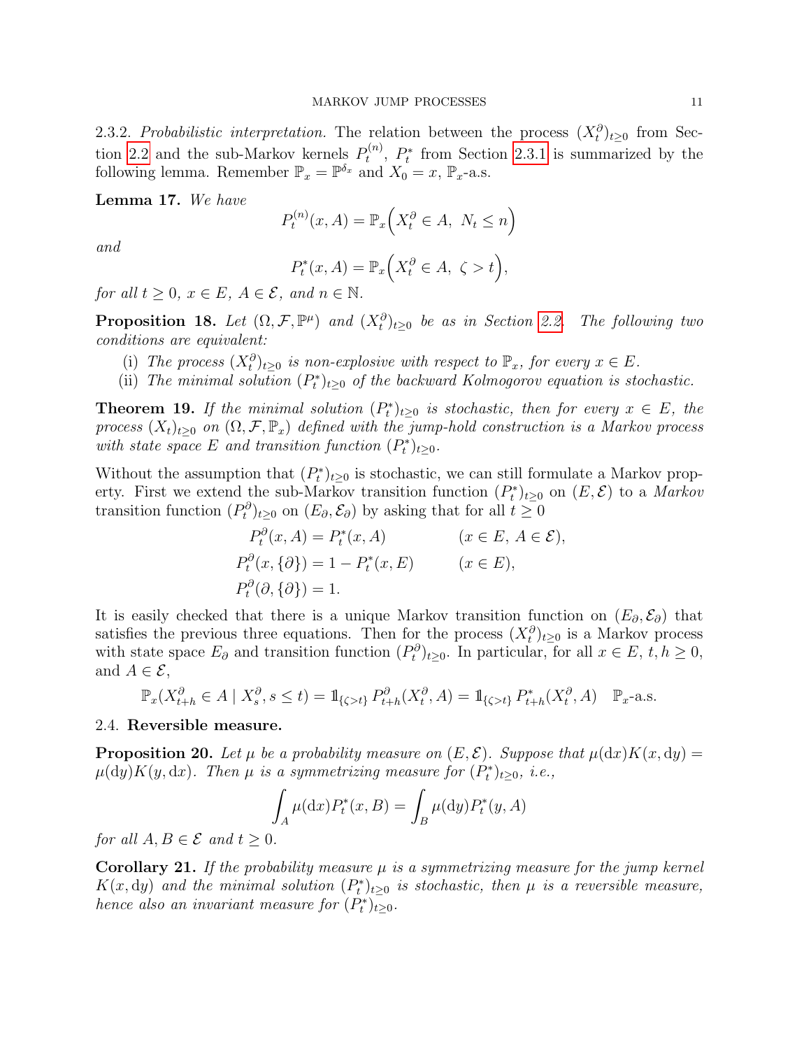2.3.2. *Probabilistic interpretation.* The relation between the process $(X_t^\partial)_{t\geq 0}$ from Section 2.2 and the sub-Markov kernels $P_t^{(n)}$, $P_t^*$ from Section 2.3.1 is summarized by the following lemma. Remember $\mathbb{P}_x = \mathbb{P}^{\delta_x}$ and $X_0 = x$, $\mathbb{P}_x$-a.s.

**Lemma 17.** *We have*

$$P_t^{(n)}(x, A) = \mathbb{P}_x\Big(X_t^\partial \in A,\ N_t \leq n\Big)$$

*and*

$$P_t^*(x, A) = \mathbb{P}_x\Big(X_t^\partial \in A,\ \zeta > t\Big),$$

*for all $t \geq 0$, $x \in E$, $A \in \mathcal{E}$, and $n \in \mathbb{N}$.*

**Proposition 18.** *Let $(\Omega, \mathcal{F}, \mathbb{P}^\mu)$ and $(X_t^\partial)_{t\geq 0}$ be as in Section 2.2. The following two conditions are equivalent:*

(i) *The process $(X_t^\partial)_{t\geq 0}$ is non-explosive with respect to $\mathbb{P}_x$, for every $x \in E$.*
(ii) *The minimal solution $(P_t^*)_{t\geq 0}$ of the backward Kolmogorov equation is stochastic.*

**Theorem 19.** *If the minimal solution $(P_t^*)_{t\geq 0}$ is stochastic, then for every $x \in E$, the process $(X_t)_{t\geq 0}$ on $(\Omega, \mathcal{F}, \mathbb{P}_x)$ defined with the jump-hold construction is a Markov process with state space $E$ and transition function $(P_t^*)_{t\geq 0}$.*

Without the assumption that $(P_t^*)_{t\geq 0}$ is stochastic, we can still formulate a Markov property. First we extend the sub-Markov transition function $(P_t^*)_{t\geq 0}$ on $(E, \mathcal{E})$ to a *Markov* transition function $(P_t^\partial)_{t\geq 0}$ on $(E_\partial, \mathcal{E}_\partial)$ by asking that for all $t \geq 0$

$$\begin{aligned}
P_t^\partial(x, A) &= P_t^*(x, A) \qquad && (x \in E,\ A \in \mathcal{E}),\\
P_t^\partial(x, \{\partial\}) &= 1 - P_t^*(x, E) \qquad && (x \in E),\\
P_t^\partial(\partial, \{\partial\}) &= 1.
\end{aligned}$$

It is easily checked that there is a unique Markov transition function on $(E_\partial, \mathcal{E}_\partial)$ that satisfies the previous three equations. Then for the process $(X_t^\partial)_{t\geq 0}$ is a Markov process with state space $E_\partial$ and transition function $(P_t^\partial)_{t\geq 0}$. In particular, for all $x \in E$, $t, h \geq 0$, and $A \in \mathcal{E}$,

$$\mathbb{P}_x(X_{t+h}^\partial \in A \mid X_s^\partial, s \leq t) = \mathbb{1}_{\{\zeta > t\}}\, P_{t+h}^\partial(X_t^\partial, A) = \mathbb{1}_{\{\zeta > t\}}\, P_{t+h}^*(X_t^\partial, A) \quad \mathbb{P}_x\text{-a.s.}$$

### 2.4. Reversible measure.

**Proposition 20.** *Let $\mu$ be a probability measure on $(E, \mathcal{E})$. Suppose that $\mu(\mathrm{d}x)K(x, \mathrm{d}y) = \mu(\mathrm{d}y)K(y, \mathrm{d}x)$. Then $\mu$ is a symmetrizing measure for $(P_t^*)_{t\geq 0}$, i.e.,*

$$\int_A \mu(\mathrm{d}x) P_t^*(x, B) = \int_B \mu(\mathrm{d}y) P_t^*(y, A)$$

*for all $A, B \in \mathcal{E}$ and $t \geq 0$.*

**Corollary 21.** *If the probability measure $\mu$ is a symmetrizing measure for the jump kernel $K(x, \mathrm{d}y)$ and the minimal solution $(P_t^*)_{t\geq 0}$ is stochastic, then $\mu$ is a reversible measure, hence also an invariant measure for $(P_t^*)_{t\geq 0}$.*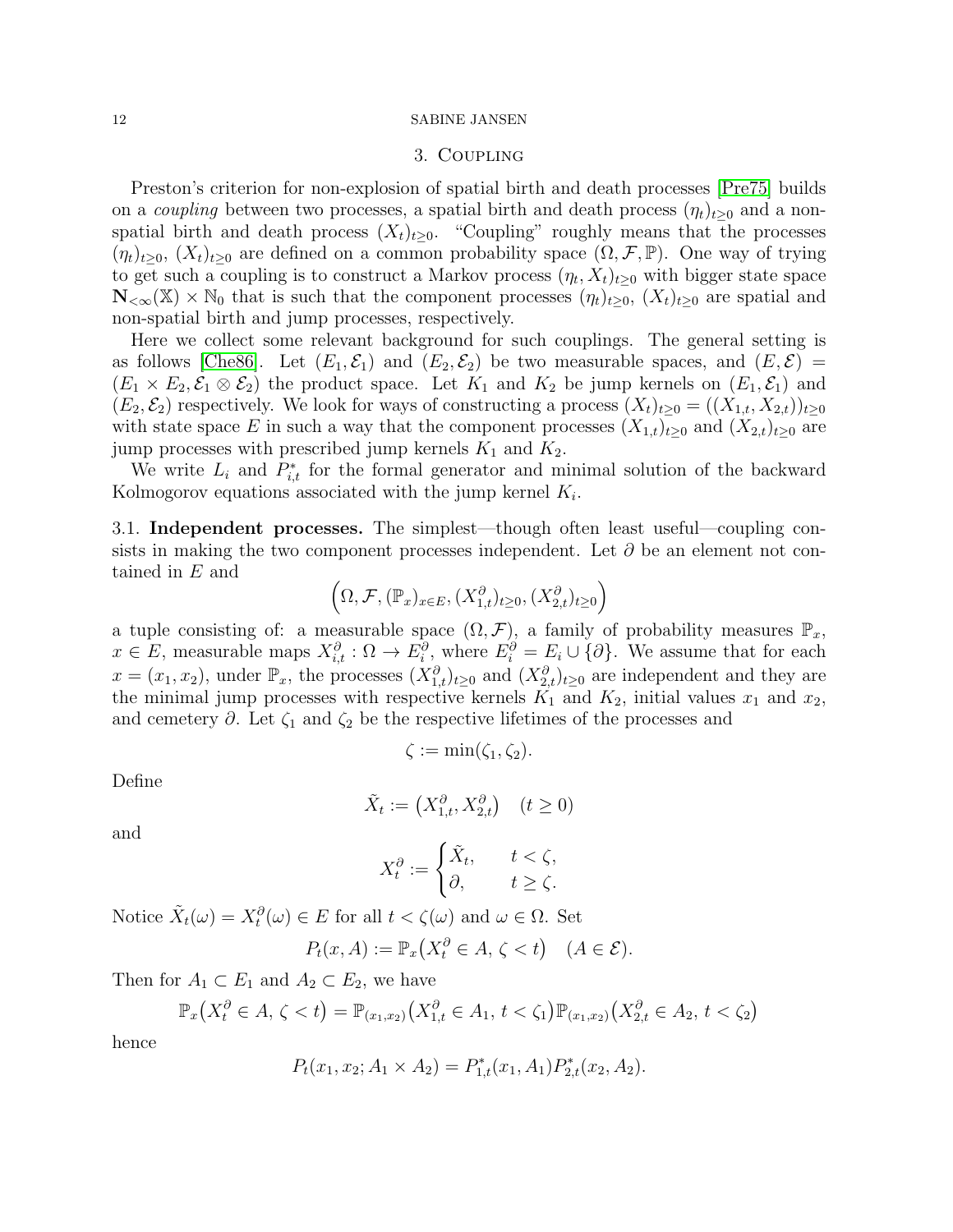## 3. Coupling

Preston's criterion for non-explosion of spatial birth and death processes [Pre75] builds on a *coupling* between two processes, a spatial birth and death process $(\eta_t)_{t\geq 0}$ and a non-spatial birth and death process $(X_t)_{t\geq 0}$. "Coupling" roughly means that the processes $(\eta_t)_{t\geq 0}$, $(X_t)_{t\geq 0}$ are defined on a common probability space $(\Omega, \mathcal{F}, \mathbb{P})$. One way of trying to get such a coupling is to construct a Markov process $(\eta_t, X_t)_{t\geq 0}$ with bigger state space $\mathbf{N}_{<\infty}(\mathbb{X}) \times \mathbb{N}_0$ that is such that the component processes $(\eta_t)_{t\geq 0}$, $(X_t)_{t\geq 0}$ are spatial and non-spatial birth and jump processes, respectively.

Here we collect some relevant background for such couplings. The general setting is as follows [Che86]. Let $(E_1, \mathcal{E}_1)$ and $(E_2, \mathcal{E}_2)$ be two measurable spaces, and $(E, \mathcal{E}) = (E_1 \times E_2, \mathcal{E}_1 \otimes \mathcal{E}_2)$ the product space. Let $K_1$ and $K_2$ be jump kernels on $(E_1, \mathcal{E}_1)$ and $(E_2, \mathcal{E}_2)$ respectively. We look for ways of constructing a process $(X_t)_{t\geq 0} = ((X_{1,t}, X_{2,t}))_{t\geq 0}$ with state space $E$ in such a way that the component processes $(X_{1,t})_{t\geq 0}$ and $(X_{2,t})_{t\geq 0}$ are jump processes with prescribed jump kernels $K_1$ and $K_2$.

We write $L_i$ and $P^*_{i,t}$ for the formal generator and minimal solution of the backward Kolmogorov equations associated with the jump kernel $K_i$.

### 3.1. Independent processes.

The simplest—though often least useful—coupling consists in making the two component processes independent. Let $\partial$ be an element not contained in $E$ and

$$\Big(\Omega, \mathcal{F}, (\mathbb{P}_x)_{x\in E}, (X^\partial_{1,t})_{t\geq 0}, (X^\partial_{2,t})_{t\geq 0}\Big)$$

a tuple consisting of: a measurable space $(\Omega, \mathcal{F})$, a family of probability measures $\mathbb{P}_x$, $x \in E$, measurable maps $X^\partial_{i,t} : \Omega \to E^\partial_i$, where $E^\partial_i = E_i \cup \{\partial\}$. We assume that for each $x = (x_1, x_2)$, under $\mathbb{P}_x$, the processes $(X^\partial_{1,t})_{t\geq 0}$ and $(X^\partial_{2,t})_{t\geq 0}$ are independent and they are the minimal jump processes with respective kernels $K_1$ and $K_2$, initial values $x_1$ and $x_2$, and cemetery $\partial$. Let $\zeta_1$ and $\zeta_2$ be the respective lifetimes of the processes and

$$\zeta := \min(\zeta_1, \zeta_2).$$

Define

$$\tilde X_t := \big(X^\partial_{1,t}, X^\partial_{2,t}\big) \quad (t \geq 0)$$

and

$$X^\partial_t := \begin{cases} \tilde X_t, & t < \zeta,\\ \partial, & t \geq \zeta. \end{cases}$$

Notice $\tilde X_t(\omega) = X^\partial_t(\omega) \in E$ for all $t < \zeta(\omega)$ and $\omega \in \Omega$. Set

$$P_t(x, A) := \mathbb{P}_x\big(X^\partial_t \in A,\, \zeta < t\big) \quad (A \in \mathcal{E}).$$

Then for $A_1 \subset E_1$ and $A_2 \subset E_2$, we have

$$\mathbb{P}_x\big(X^\partial_t \in A,\, \zeta < t\big) = \mathbb{P}_{(x_1,x_2)}\big(X^\partial_{1,t} \in A_1,\, t < \zeta_1\big)\mathbb{P}_{(x_1,x_2)}\big(X^\partial_{2,t} \in A_2,\, t < \zeta_2\big)$$

hence

$$P_t(x_1, x_2; A_1 \times A_2) = P^*_{1,t}(x_1, A_1) P^*_{2,t}(x_2, A_2).$$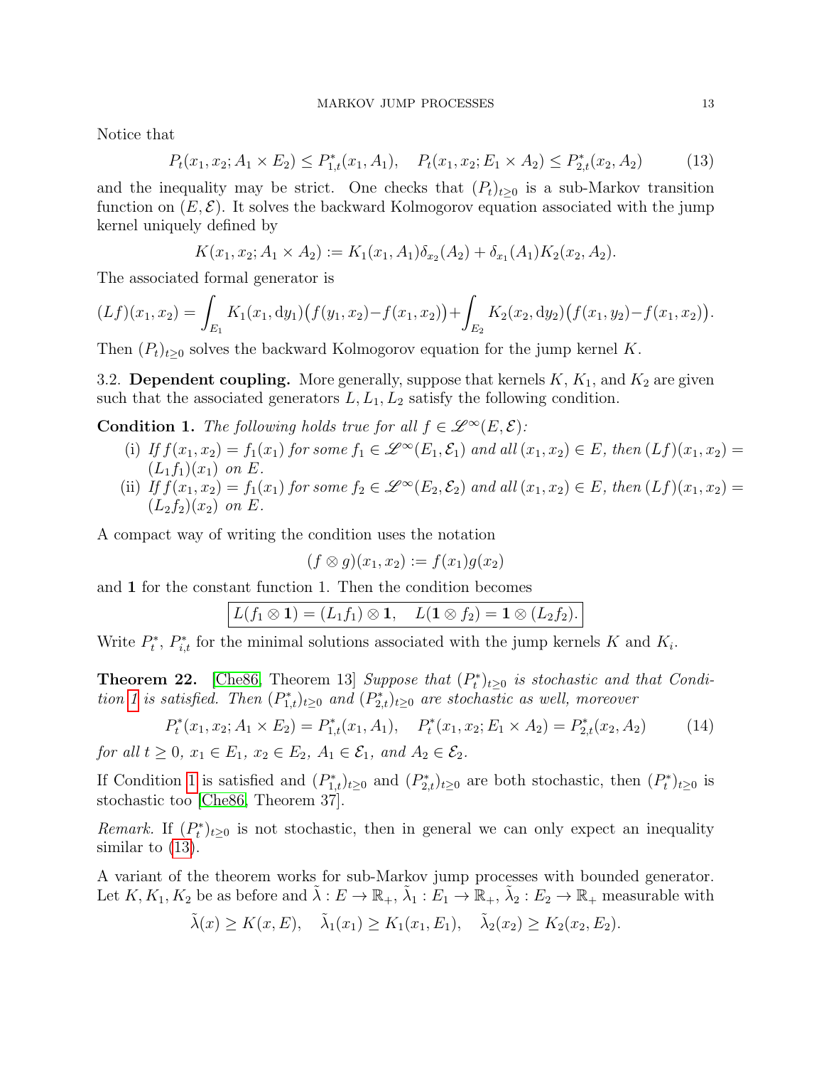Notice that

$$P_t(x_1, x_2; A_1 \times E_2) \le P^*_{1,t}(x_1, A_1), \quad P_t(x_1, x_2; E_1 \times A_2) \le P^*_{2,t}(x_2, A_2) \tag{13}$$

and the inequality may be strict. One checks that $(P_t)_{t\ge 0}$ is a sub-Markov transition function on $(E, \mathcal{E})$. It solves the backward Kolmogorov equation associated with the jump kernel uniquely defined by

$$K(x_1, x_2; A_1 \times A_2) := K_1(x_1, A_1)\delta_{x_2}(A_2) + \delta_{x_1}(A_1)K_2(x_2, A_2).$$

The associated formal generator is

$$(Lf)(x_1, x_2) = \int_{E_1} K_1(x_1, \mathrm{d}y_1)\big(f(y_1, x_2) - f(x_1, x_2)\big) + \int_{E_2} K_2(x_2, \mathrm{d}y_2)\big(f(x_1, y_2) - f(x_1, x_2)\big).$$

Then $(P_t)_{t\ge 0}$ solves the backward Kolmogorov equation for the jump kernel $K$.

3.2. **Dependent coupling.** More generally, suppose that kernels $K$, $K_1$, and $K_2$ are given such that the associated generators $L, L_1, L_2$ satisfy the following condition.

**Condition 1.** *The following holds true for all $f \in \mathscr{L}^\infty(E, \mathcal{E})$:*

(i) *If $f(x_1, x_2) = f_1(x_1)$ for some $f_1 \in \mathscr{L}^\infty(E_1, \mathcal{E}_1)$ and all $(x_1, x_2) \in E$, then $(Lf)(x_1, x_2) = (L_1 f_1)(x_1)$ on $E$.*

(ii) *If $f(x_1, x_2) = f_1(x_1)$ for some $f_2 \in \mathscr{L}^\infty(E_2, \mathcal{E}_2)$ and all $(x_1, x_2) \in E$, then $(Lf)(x_1, x_2) = (L_2 f_2)(x_2)$ on $E$.*

A compact way of writing the condition uses the notation

$$(f \otimes g)(x_1, x_2) := f(x_1) g(x_2)$$

and $\mathbf{1}$ for the constant function 1. Then the condition becomes

$$\boxed{L(f_1 \otimes \mathbf{1}) = (L_1 f_1) \otimes \mathbf{1}, \quad L(\mathbf{1} \otimes f_2) = \mathbf{1} \otimes (L_2 f_2).}$$

Write $P^*_t$, $P^*_{i,t}$ for the minimal solutions associated with the jump kernels $K$ and $K_i$.

**Theorem 22.** [Che86, Theorem 13] *Suppose that $(P^*_t)_{t\ge 0}$ is stochastic and that Condition 1 is satisfied. Then $(P^*_{1,t})_{t\ge 0}$ and $(P^*_{2,t})_{t\ge 0}$ are stochastic as well, moreover*

$$P^*_t(x_1, x_2; A_1 \times E_2) = P^*_{1,t}(x_1, A_1), \quad P^*_t(x_1, x_2; E_1 \times A_2) = P^*_{2,t}(x_2, A_2) \tag{14}$$

*for all $t \ge 0$, $x_1 \in E_1$, $x_2 \in E_2$, $A_1 \in \mathcal{E}_1$, and $A_2 \in \mathcal{E}_2$.*

If Condition 1 is satisfied and $(P^*_{1,t})_{t\ge 0}$ and $(P^*_{2,t})_{t\ge 0}$ are both stochastic, then $(P^*_t)_{t\ge 0}$ is stochastic too [Che86, Theorem 37].

*Remark.* If $(P^*_t)_{t\ge 0}$ is not stochastic, then in general we can only expect an inequality similar to (13).

A variant of the theorem works for sub-Markov jump processes with bounded generator. Let $K, K_1, K_2$ be as before and $\tilde\lambda : E \to \mathbb{R}_+$, $\tilde\lambda_1 : E_1 \to \mathbb{R}_+$, $\tilde\lambda_2 : E_2 \to \mathbb{R}_+$ measurable with

$$\tilde\lambda(x) \ge K(x, E), \quad \tilde\lambda_1(x_1) \ge K_1(x_1, E_1), \quad \tilde\lambda_2(x_2) \ge K_2(x_2, E_2).$$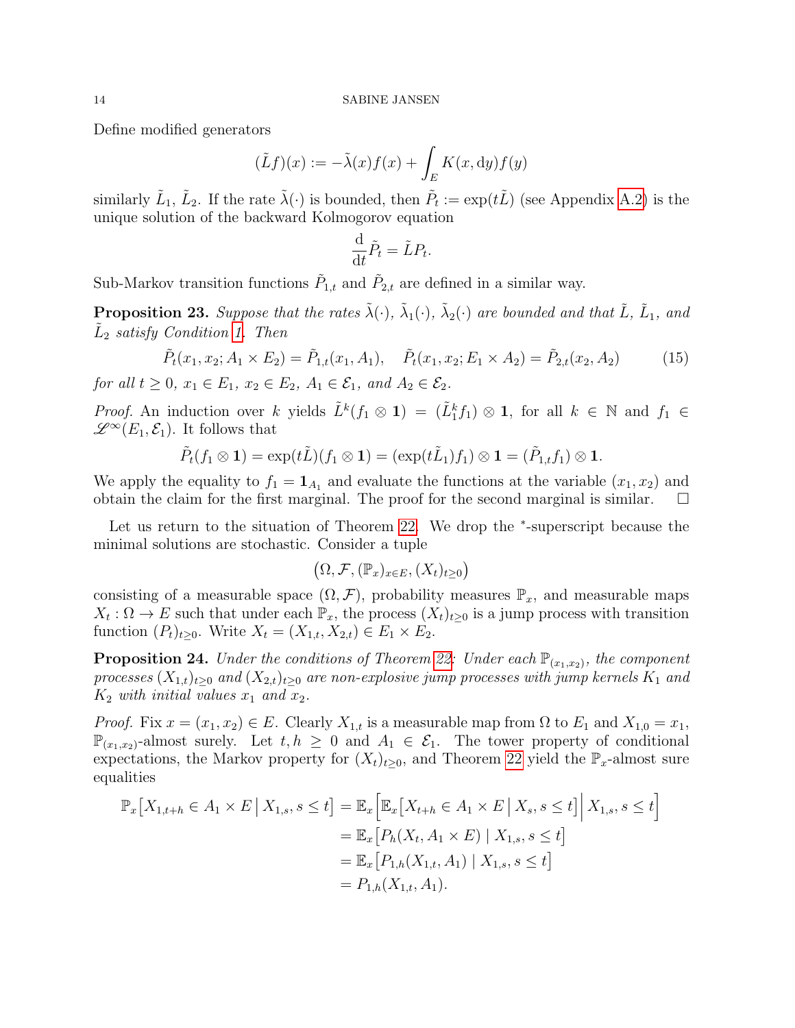Define modified generators

$$(\tilde{L}f)(x) := -\tilde{\lambda}(x)f(x) + \int_E K(x, \mathrm{d}y)f(y)$$

similarly $\tilde{L}_1$, $\tilde{L}_2$. If the rate $\tilde{\lambda}(\cdot)$ is bounded, then $\tilde{P}_t := \exp(t\tilde{L})$ (see Appendix A.2) is the unique solution of the backward Kolmogorov equation

$$\frac{\mathrm{d}}{\mathrm{d}t}\tilde{P}_t = \tilde{L}P_t.$$

Sub-Markov transition functions $\tilde{P}_{1,t}$ and $\tilde{P}_{2,t}$ are defined in a similar way.

**Proposition 23.** *Suppose that the rates $\tilde{\lambda}(\cdot)$, $\tilde{\lambda}_1(\cdot)$, $\tilde{\lambda}_2(\cdot)$ are bounded and that $\tilde{L}$, $\tilde{L}_1$, and $\tilde{L}_2$ satisfy Condition 1. Then*

$$\tilde{P}_t(x_1, x_2; A_1 \times E_2) = \tilde{P}_{1,t}(x_1, A_1), \quad \tilde{P}_t(x_1, x_2; E_1 \times A_2) = \tilde{P}_{2,t}(x_2, A_2) \tag{15}$$

*for all $t \geq 0$, $x_1 \in E_1$, $x_2 \in E_2$, $A_1 \in \mathcal{E}_1$, and $A_2 \in \mathcal{E}_2$.*

*Proof.* An induction over $k$ yields $\tilde{L}^k(f_1 \otimes \mathbf{1}) = (\tilde{L}_1^k f_1) \otimes \mathbf{1}$, for all $k \in \mathbb{N}$ and $f_1 \in \mathscr{L}^\infty(E_1, \mathcal{E}_1)$. It follows that

$$\tilde{P}_t(f_1 \otimes \mathbf{1}) = \exp(t\tilde{L})(f_1 \otimes \mathbf{1}) = (\exp(t\tilde{L}_1)f_1) \otimes \mathbf{1} = (\tilde{P}_{1,t}f_1) \otimes \mathbf{1}.$$

We apply the equality to $f_1 = \mathbf{1}_{A_1}$ and evaluate the functions at the variable $(x_1, x_2)$ and obtain the claim for the first marginal. The proof for the second marginal is similar. $\square$

Let us return to the situation of Theorem 22. We drop the $^*$-superscript because the minimal solutions are stochastic. Consider a tuple

$$\big(\Omega, \mathcal{F}, (\mathbb{P}_x)_{x \in E}, (X_t)_{t \geq 0}\big)$$

consisting of a measurable space $(\Omega, \mathcal{F})$, probability measures $\mathbb{P}_x$, and measurable maps $X_t : \Omega \to E$ such that under each $\mathbb{P}_x$, the process $(X_t)_{t \geq 0}$ is a jump process with transition function $(P_t)_{t \geq 0}$. Write $X_t = (X_{1,t}, X_{2,t}) \in E_1 \times E_2$.

**Proposition 24.** *Under the conditions of Theorem 22: Under each $\mathbb{P}_{(x_1,x_2)}$, the component processes $(X_{1,t})_{t \geq 0}$ and $(X_{2,t})_{t \geq 0}$ are non-explosive jump processes with jump kernels $K_1$ and $K_2$ with initial values $x_1$ and $x_2$.*

*Proof.* Fix $x = (x_1, x_2) \in E$. Clearly $X_{1,t}$ is a measurable map from $\Omega$ to $E_1$ and $X_{1,0} = x_1$, $\mathbb{P}_{(x_1,x_2)}$-almost surely. Let $t, h \geq 0$ and $A_1 \in \mathcal{E}_1$. The tower property of conditional expectations, the Markov property for $(X_t)_{t \geq 0}$, and Theorem 22 yield the $\mathbb{P}_x$-almost sure equalities

$$\begin{aligned}
\mathbb{P}_x\big[X_{1,t+h} \in A_1 \times E \,\big|\, X_{1,s}, s \leq t\big] &= \mathbb{E}_x\Big[\mathbb{E}_x\big[X_{t+h} \in A_1 \times E \,\big|\, X_s, s \leq t\big] \Big|\, X_{1,s}, s \leq t\Big] \\
&= \mathbb{E}_x\big[P_h(X_t, A_1 \times E) \mid X_{1,s}, s \leq t\big] \\
&= \mathbb{E}_x\big[P_{1,h}(X_{1,t}, A_1) \mid X_{1,s}, s \leq t\big] \\
&= P_{1,h}(X_{1,t}, A_1).
\end{aligned}$$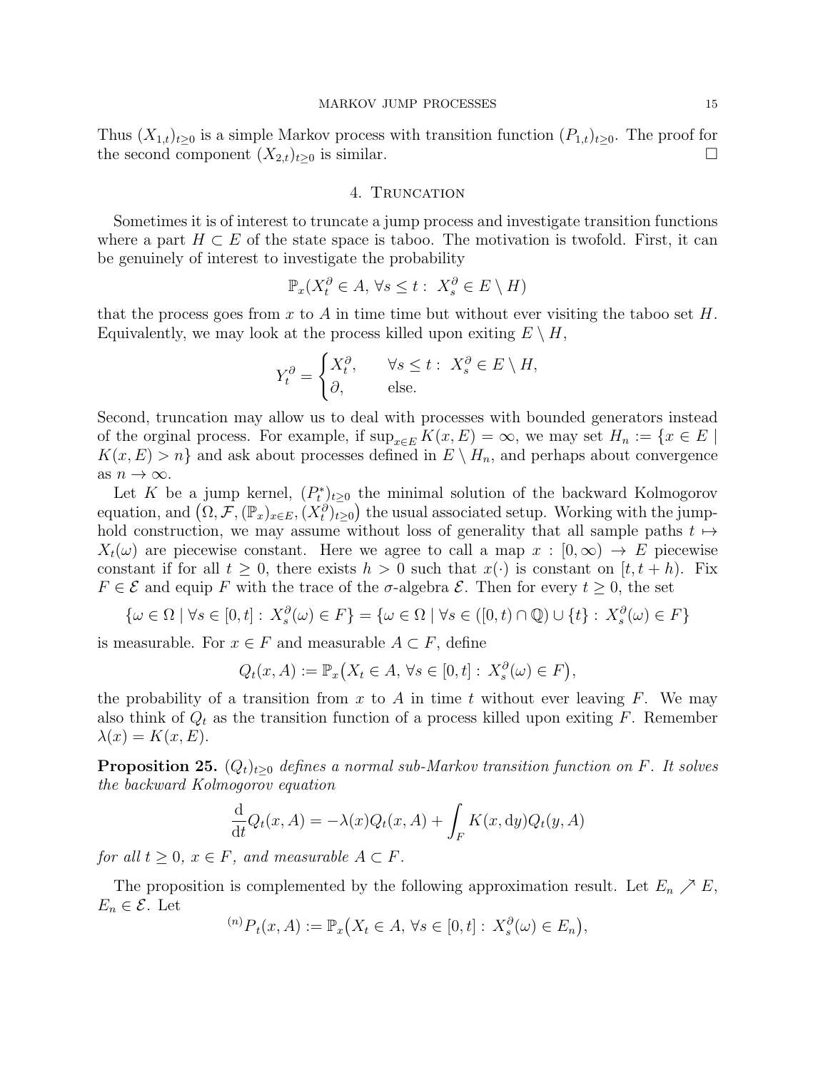Thus $(X_{1,t})_{t\geq 0}$ is a simple Markov process with transition function $(P_{1,t})_{t\geq 0}$. The proof for the second component $(X_{2,t})_{t\geq 0}$ is similar. □

## 4. Truncation

Sometimes it is of interest to truncate a jump process and investigate transition functions where a part $H \subset E$ of the state space is taboo. The motivation is twofold. First, it can be genuinely of interest to investigate the probability

$$\mathbb{P}_x(X_t^\partial \in A, \, \forall s \leq t : \, X_s^\partial \in E \setminus H)$$

that the process goes from $x$ to $A$ in time time but without ever visiting the taboo set $H$. Equivalently, we may look at the process killed upon exiting $E \setminus H$,

$$Y_t^\partial = \begin{cases} X_t^\partial, & \forall s \leq t : \, X_s^\partial \in E \setminus H, \\ \partial, & \text{else.} \end{cases}$$

Second, truncation may allow us to deal with processes with bounded generators instead of the orginal process. For example, if $\sup_{x\in E} K(x, E) = \infty$, we may set $H_n := \{x \in E \mid K(x, E) > n\}$ and ask about processes defined in $E \setminus H_n$, and perhaps about convergence as $n \to \infty$.

Let $K$ be a jump kernel, $(P_t^*)_{t\geq 0}$ the minimal solution of the backward Kolmogorov equation, and $\big(\Omega, \mathcal{F}, (\mathbb{P}_x)_{x\in E}, (X_t^\partial)_{t\geq 0}\big)$ the usual associated setup. Working with the jump-hold construction, we may assume without loss of generality that all sample paths $t \mapsto X_t(\omega)$ are piecewise constant. Here we agree to call a map $x : [0, \infty) \to E$ piecewise constant if for all $t \geq 0$, there exists $h > 0$ such that $x(\cdot)$ is constant on $[t, t + h)$. Fix $F \in \mathcal{E}$ and equip $F$ with the trace of the $\sigma$-algebra $\mathcal{E}$. Then for every $t \geq 0$, the set

$$\{\omega \in \Omega \mid \forall s \in [0, t] : \, X_s^\partial(\omega) \in F\} = \{\omega \in \Omega \mid \forall s \in ([0, t) \cap \mathbb{Q}) \cup \{t\} : \, X_s^\partial(\omega) \in F\}$$

is measurable. For $x \in F$ and measurable $A \subset F$, define

$$Q_t(x, A) := \mathbb{P}_x\big(X_t \in A, \, \forall s \in [0, t] : \, X_s^\partial(\omega) \in F\big),$$

the probability of a transition from $x$ to $A$ in time $t$ without ever leaving $F$. We may also think of $Q_t$ as the transition function of a process killed upon exiting $F$. Remember $\lambda(x) = K(x, E)$.

**Proposition 25.** *$(Q_t)_{t\geq 0}$ defines a normal sub-Markov transition function on $F$. It solves the backward Kolmogorov equation*

$$\frac{\mathrm{d}}{\mathrm{d}t} Q_t(x, A) = -\lambda(x) Q_t(x, A) + \int_F K(x, \mathrm{d}y) Q_t(y, A)$$

*for all $t \geq 0$, $x \in F$, and measurable $A \subset F$.*

The proposition is complemented by the following approximation result. Let $E_n \nearrow E$, $E_n \in \mathcal{E}$. Let

$${}^{(n)}P_t(x, A) := \mathbb{P}_x\big(X_t \in A, \, \forall s \in [0, t] : \, X_s^\partial(\omega) \in E_n\big),$$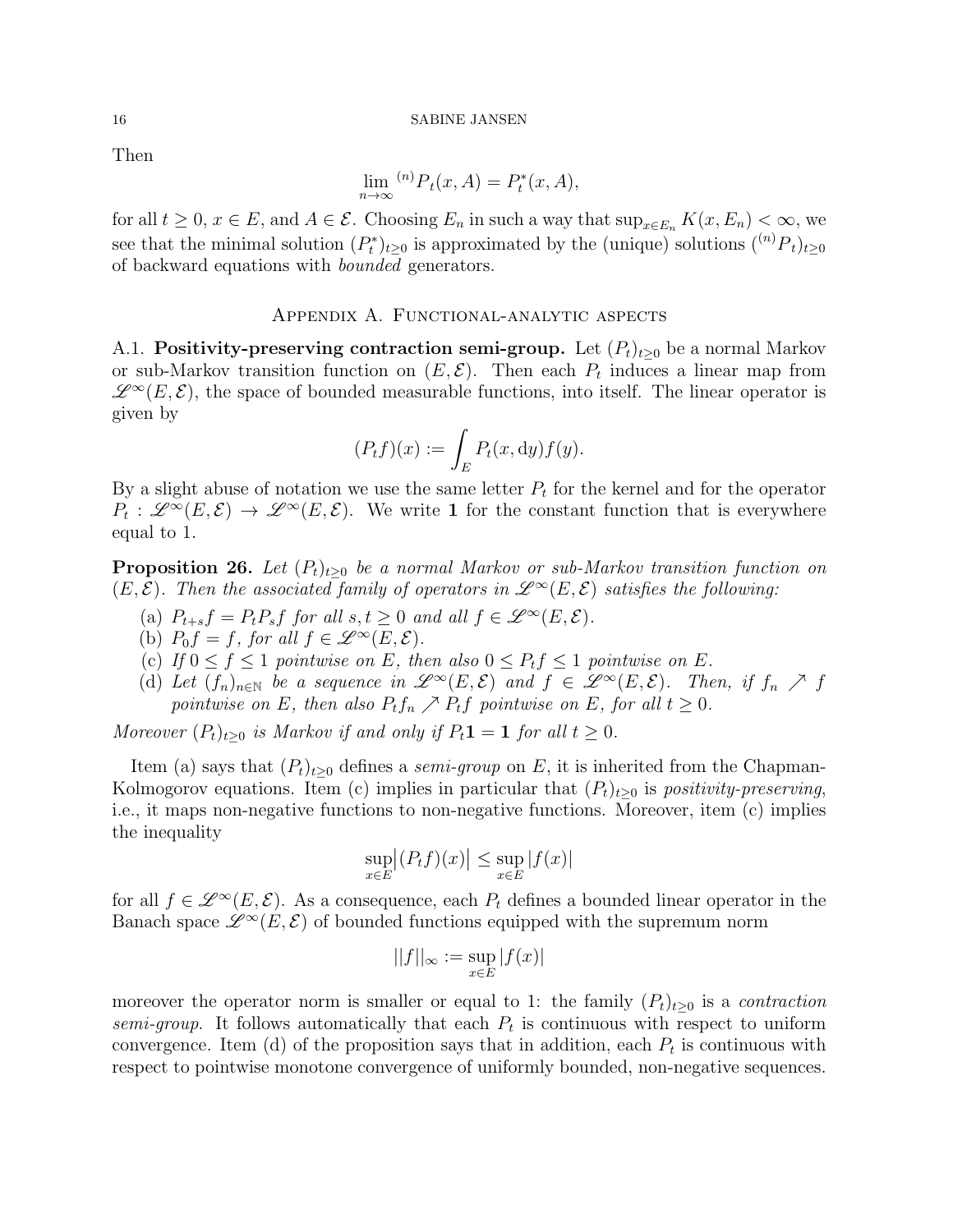Then

$$\lim_{n\to\infty} {}^{(n)}P_t(x, A) = P_t^*(x, A),$$

for all $t \geq 0$, $x \in E$, and $A \in \mathcal{E}$. Choosing $E_n$ in such a way that $\sup_{x\in E_n} K(x, E_n) < \infty$, we see that the minimal solution $(P_t^*)_{t\geq 0}$ is approximated by the (unique) solutions $({}^{(n)}P_t)_{t\geq 0}$ of backward equations with *bounded* generators.

## Appendix A. Functional-analytic aspects

A.1. **Positivity-preserving contraction semi-group.** Let $(P_t)_{t\geq 0}$ be a normal Markov or sub-Markov transition function on $(E, \mathcal{E})$. Then each $P_t$ induces a linear map from $\mathscr{L}^\infty(E, \mathcal{E})$, the space of bounded measurable functions, into itself. The linear operator is given by

$$(P_t f)(x) := \int_E P_t(x, \mathrm{d}y) f(y).$$

By a slight abuse of notation we use the same letter $P_t$ for the kernel and for the operator $P_t : \mathscr{L}^\infty(E, \mathcal{E}) \to \mathscr{L}^\infty(E, \mathcal{E})$. We write $\mathbf{1}$ for the constant function that is everywhere equal to 1.

**Proposition 26.** *Let $(P_t)_{t\geq 0}$ be a normal Markov or sub-Markov transition function on $(E, \mathcal{E})$. Then the associated family of operators in $\mathscr{L}^\infty(E, \mathcal{E})$ satisfies the following:*

- (a) *$P_{t+s} f = P_t P_s f$ for all $s, t \geq 0$ and all $f \in \mathscr{L}^\infty(E, \mathcal{E})$.*
- (b) *$P_0 f = f$, for all $f \in \mathscr{L}^\infty(E, \mathcal{E})$.*
- (c) *If $0 \leq f \leq 1$ pointwise on $E$, then also $0 \leq P_t f \leq 1$ pointwise on $E$.*
- (d) *Let $(f_n)_{n\in\mathbb{N}}$ be a sequence in $\mathscr{L}^\infty(E, \mathcal{E})$ and $f \in \mathscr{L}^\infty(E, \mathcal{E})$. Then, if $f_n \nearrow f$ pointwise on $E$, then also $P_t f_n \nearrow P_t f$ pointwise on $E$, for all $t \geq 0$.*

*Moreover $(P_t)_{t\geq 0}$ is Markov if and only if $P_t \mathbf{1} = \mathbf{1}$ for all $t \geq 0$.*

Item (a) says that $(P_t)_{t\geq 0}$ defines a *semi-group* on $E$, it is inherited from the Chapman-Kolmogorov equations. Item (c) implies in particular that $(P_t)_{t\geq 0}$ is *positivity-preserving*, i.e., it maps non-negative functions to non-negative functions. Moreover, item (c) implies the inequality

$$\sup_{x\in E} \big|(P_t f)(x)\big| \leq \sup_{x\in E} |f(x)|$$

for all $f \in \mathscr{L}^\infty(E, \mathcal{E})$. As a consequence, each $P_t$ defines a bounded linear operator in the Banach space $\mathscr{L}^\infty(E, \mathcal{E})$ of bounded functions equipped with the supremum norm

$$||f||_\infty := \sup_{x\in E} |f(x)|$$

moreover the operator norm is smaller or equal to 1: the family $(P_t)_{t\geq 0}$ is a *contraction semi-group*. It follows automatically that each $P_t$ is continuous with respect to uniform convergence. Item (d) of the proposition says that in addition, each $P_t$ is continuous with respect to pointwise monotone convergence of uniformly bounded, non-negative sequences.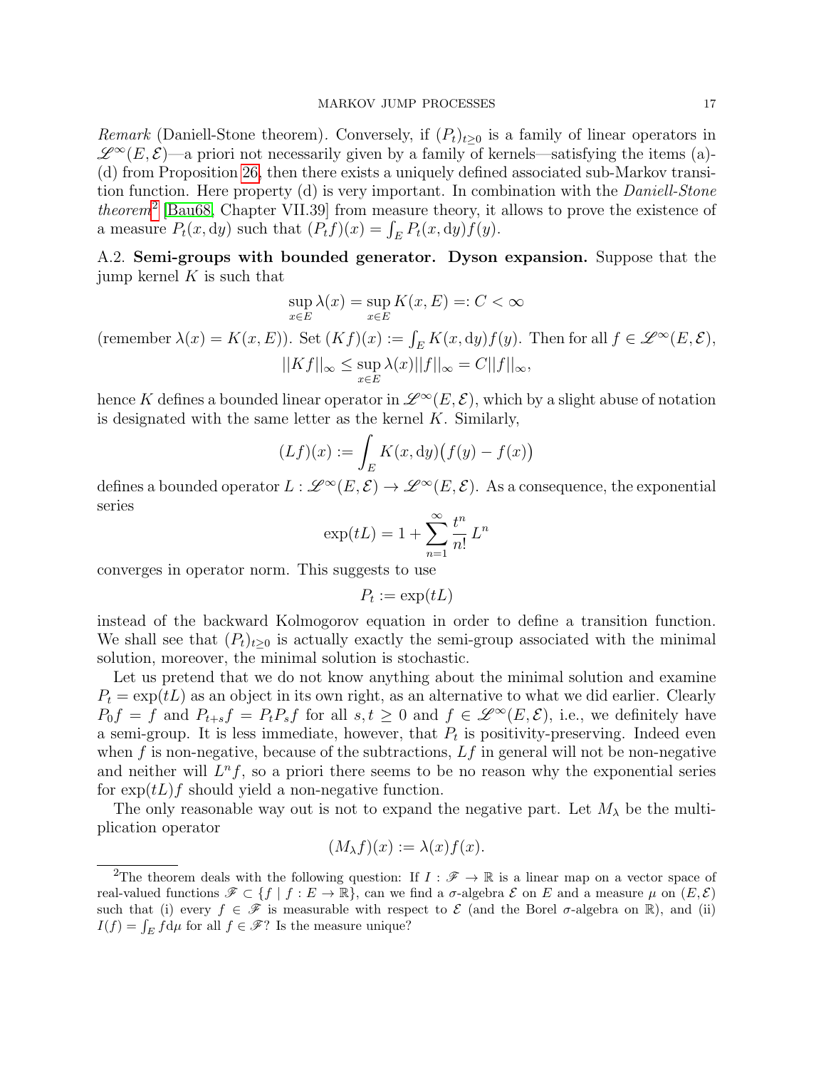*Remark* (Daniell-Stone theorem). Conversely, if $(P_t)_{t\geq 0}$ is a family of linear operators in $\mathscr{L}^\infty(E,\mathcal{E})$—a priori not necessarily given by a family of kernels—satisfying the items (a)-(d) from Proposition 26, then there exists a uniquely defined associated sub-Markov transition function. Here property (d) is very important. In combination with the *Daniell-Stone theorem*[2] [Bau68, Chapter VII.39] from measure theory, it allows to prove the existence of a measure $P_t(x, \mathrm{d}y)$ such that $(P_t f)(x) = \int_E P_t(x,\mathrm{d}y) f(y)$.

A.2. **Semi-groups with bounded generator. Dyson expansion.** Suppose that the jump kernel $K$ is such that

$$\sup_{x\in E} \lambda(x) = \sup_{x\in E} K(x,E) =: C < \infty$$

(remember $\lambda(x) = K(x,E)$). Set $(Kf)(x) := \int_E K(x,\mathrm{d}y) f(y)$. Then for all $f \in \mathscr{L}^\infty(E,\mathcal{E})$,

$$||Kf||_\infty \leq \sup_{x\in E} \lambda(x) ||f||_\infty = C||f||_\infty,$$

hence $K$ defines a bounded linear operator in $\mathscr{L}^\infty(E,\mathcal{E})$, which by a slight abuse of notation is designated with the same letter as the kernel $K$. Similarly,

$$(Lf)(x) := \int_E K(x,\mathrm{d}y)\big(f(y) - f(x)\big)$$

defines a bounded operator $L : \mathscr{L}^\infty(E,\mathcal{E}) \to \mathscr{L}^\infty(E,\mathcal{E})$. As a consequence, the exponential series

$$\exp(tL) = 1 + \sum_{n=1}^\infty \frac{t^n}{n!} L^n$$

converges in operator norm. This suggests to use

$$P_t := \exp(tL)$$

instead of the backward Kolmogorov equation in order to define a transition function. We shall see that $(P_t)_{t\geq 0}$ is actually exactly the semi-group associated with the minimal solution, moreover, the minimal solution is stochastic.

Let us pretend that we do not know anything about the minimal solution and examine $P_t = \exp(tL)$ as an object in its own right, as an alternative to what we did earlier. Clearly $P_0 f = f$ and $P_{t+s} f = P_t P_s f$ for all $s,t \geq 0$ and $f \in \mathscr{L}^\infty(E,\mathcal{E})$, i.e., we definitely have a semi-group. It is less immediate, however, that $P_t$ is positivity-preserving. Indeed even when $f$ is non-negative, because of the subtractions, $Lf$ in general will not be non-negative and neither will $L^n f$, so a priori there seems to be no reason why the exponential series for $\exp(tL)f$ should yield a non-negative function.

The only reasonable way out is not to expand the negative part. Let $M_\lambda$ be the multiplication operator

$$(M_\lambda f)(x) := \lambda(x) f(x).$$

[2] The theorem deals with the following question: If $I : \mathscr{F} \to \mathbb{R}$ is a linear map on a vector space of real-valued functions $\mathscr{F} \subset \{f \mid f : E \to \mathbb{R}\}$, can we find a $\sigma$-algebra $\mathcal{E}$ on $E$ and a measure $\mu$ on $(E,\mathcal{E})$ such that (i) every $f \in \mathscr{F}$ is measurable with respect to $\mathcal{E}$ (and the Borel $\sigma$-algebra on $\mathbb{R}$), and (ii) $I(f) = \int_E f \mathrm{d}\mu$ for all $f \in \mathscr{F}$? Is the measure unique?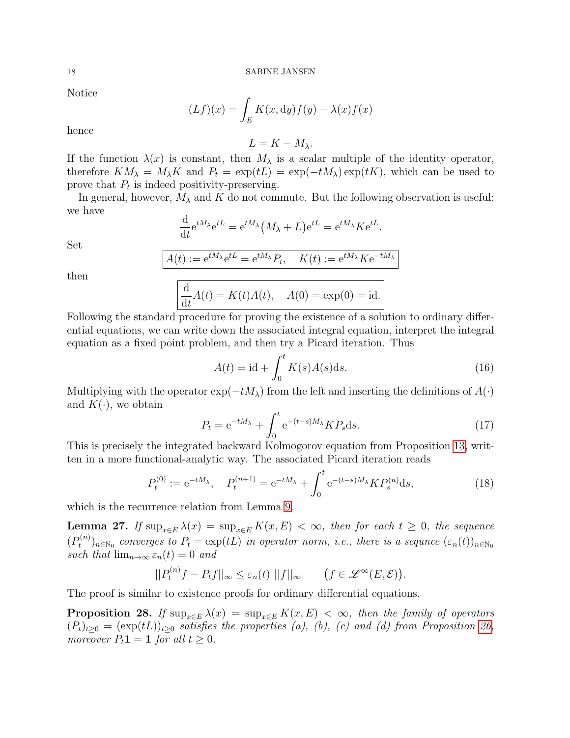Notice

$$(Lf)(x) = \int_E K(x, \mathrm{d}y) f(y) - \lambda(x) f(x)$$

hence

$$L = K - M_\lambda.$$

If the function $\lambda(x)$ is constant, then $M_\lambda$ is a scalar multiple of the identity operator, therefore $K M_\lambda = M_\lambda K$ and $P_t = \exp(tL) = \exp(-tM_\lambda)\exp(tK)$, which can be used to prove that $P_t$ is indeed positivity-preserving.

In general, however, $M_\lambda$ and $K$ do not commute. But the following observation is useful: we have

$$\frac{\mathrm{d}}{\mathrm{d}t} \mathrm{e}^{tM_\lambda} \mathrm{e}^{tL} = \mathrm{e}^{tM_\lambda}\big(M_\lambda + L\big)\mathrm{e}^{tL} = \mathrm{e}^{tM_\lambda} K \mathrm{e}^{tL}.$$

Set

$$\boxed{A(t) := \mathrm{e}^{tM_\lambda}\mathrm{e}^{tL} = \mathrm{e}^{tM_\lambda} P_t, \quad K(t) := \mathrm{e}^{tM_\lambda} K \mathrm{e}^{-tM_\lambda}}$$

then

$$\boxed{\frac{\mathrm{d}}{\mathrm{d}t} A(t) = K(t) A(t), \quad A(0) = \exp(0) = \mathrm{id}.}$$

Following the standard procedure for proving the existence of a solution to ordinary differential equations, we can write down the associated integral equation, interpret the integral equation as a fixed point problem, and then try a Picard iteration. Thus

$$A(t) = \mathrm{id} + \int_0^t K(s) A(s) \mathrm{d}s. \tag{16}$$

Multiplying with the operator $\exp(-tM_\lambda)$ from the left and inserting the definitions of $A(\cdot)$ and $K(\cdot)$, we obtain

$$P_t = \mathrm{e}^{-tM_\lambda} + \int_0^t \mathrm{e}^{-(t-s)M_\lambda} K P_s \mathrm{d}s. \tag{17}$$

This is precisely the integrated backward Kolmogorov equation from Proposition 13, written in a more functional-analytic way. The associated Picard iteration reads

$$P_t^{(0)} := \mathrm{e}^{-tM_\lambda}, \quad P_t^{(n+1)} = \mathrm{e}^{-tM_\lambda} + \int_0^t \mathrm{e}^{-(t-s)M_\lambda} K P_s^{(n)} \mathrm{d}s, \tag{18}$$

which is the recurrence relation from Lemma 9.

**Lemma 27.** *If $\sup_{x\in E} \lambda(x) = \sup_{x \in E} K(x, E) < \infty$, then for each $t \geq 0$, the sequence $(P_t^{(n)})_{n\in\mathbb{N}_0}$ converges to $P_t = \exp(tL)$ in operator norm, i.e., there is a sequnce $(\varepsilon_n(t))_{n\in\mathbb{N}_0}$ such that $\lim_{n\to\infty} \varepsilon_n(t) = 0$ and*

$$||P_t^{(n)} f - P_t f||_\infty \leq \varepsilon_n(t)\; ||f||_\infty \qquad \big(f \in \mathscr{L}^\infty(E, \mathcal{E})\big).$$

The proof is similar to existence proofs for ordinary differential equations.

**Proposition 28.** *If $\sup_{x\in E} \lambda(x) = \sup_{x\in E} K(x, E) < \infty$, then the family of operators $(P_t)_{t\geq 0} = (\exp(tL))_{t\geq 0}$ satisfies the properties (a), (b), (c) and (d) from Proposition 26, moreover $P_t \mathbf{1} = \mathbf{1}$ for all $t \geq 0$.*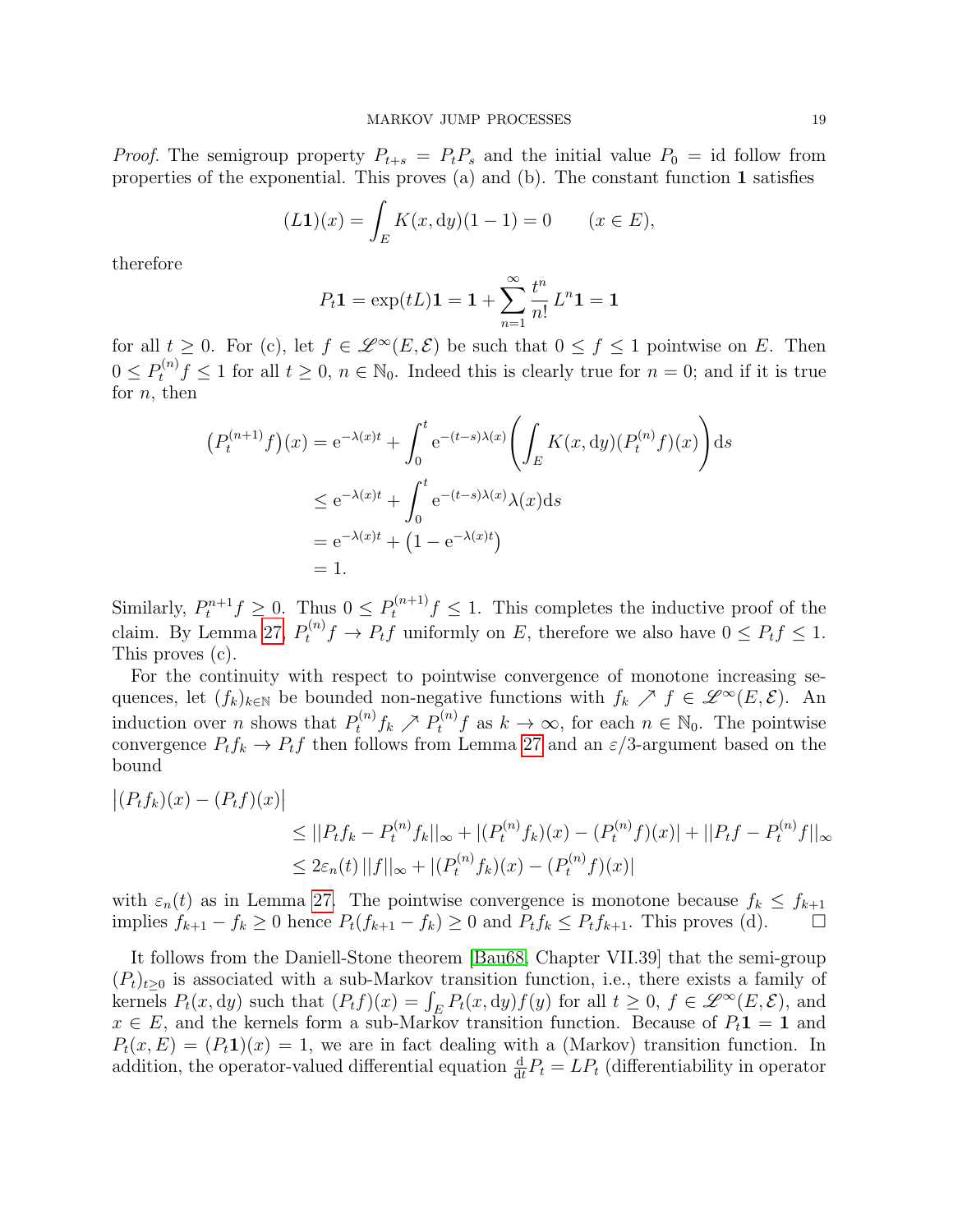*Proof.* The semigroup property $P_{t+s} = P_t P_s$ and the initial value $P_0 = \mathrm{id}$ follow from properties of the exponential. This proves (a) and (b). The constant function $\mathbf{1}$ satisfies

$$(L\mathbf{1})(x) = \int_E K(x, \mathrm{d}y)(1-1) = 0 \qquad (x \in E),$$

therefore

$$P_t \mathbf{1} = \exp(tL)\mathbf{1} = \mathbf{1} + \sum_{n=1}^{\infty} \frac{t^n}{n!}\, L^n \mathbf{1} = \mathbf{1}$$

for all $t \geq 0$. For (c), let $f \in \mathscr{L}^\infty(E, \mathcal{E})$ be such that $0 \leq f \leq 1$ pointwise on $E$. Then $0 \leq P_t^{(n)} f \leq 1$ for all $t \geq 0$, $n \in \mathbb{N}_0$. Indeed this is clearly true for $n = 0$; and if it is true for $n$, then

$$\begin{aligned}
\big(P_t^{(n+1)} f\big)(x) &= \mathrm{e}^{-\lambda(x)t} + \int_0^t \mathrm{e}^{-(t-s)\lambda(x)} \left( \int_E K(x, \mathrm{d}y)(P_t^{(n)} f)(x) \right) \mathrm{d}s \\
&\leq \mathrm{e}^{-\lambda(x)t} + \int_0^t \mathrm{e}^{-(t-s)\lambda(x)} \lambda(x) \mathrm{d}s \\
&= \mathrm{e}^{-\lambda(x)t} + \big(1 - \mathrm{e}^{-\lambda(x)t}\big) \\
&= 1.
\end{aligned}$$

Similarly, $P_t^{n+1} f \geq 0$. Thus $0 \leq P_t^{(n+1)} f \leq 1$. This completes the inductive proof of the claim. By Lemma 27, $P_t^{(n)} f \to P_t f$ uniformly on $E$, therefore we also have $0 \leq P_t f \leq 1$. This proves (c).

For the continuity with respect to pointwise convergence of monotone increasing sequences, let $(f_k)_{k \in \mathbb{N}}$ be bounded non-negative functions with $f_k \nearrow f \in \mathscr{L}^\infty(E, \mathcal{E})$. An induction over $n$ shows that $P_t^{(n)} f_k \nearrow P_t^{(n)} f$ as $k \to \infty$, for each $n \in \mathbb{N}_0$. The pointwise convergence $P_t f_k \to P_t f$ then follows from Lemma 27 and an $\varepsilon/3$-argument based on the bound

$$\begin{aligned}
&\big|(P_t f_k)(x) - (P_t f)(x)\big| \\
&\qquad \leq ||P_t f_k - P_t^{(n)} f_k||_\infty + |(P_t^{(n)} f_k)(x) - (P_t^{(n)} f)(x)| + ||P_t f - P_t^{(n)} f||_\infty \\
&\qquad \leq 2\varepsilon_n(t)\, ||f||_\infty + |(P_t^{(n)} f_k)(x) - (P_t^{(n)} f)(x)|
\end{aligned}$$

with $\varepsilon_n(t)$ as in Lemma 27. The pointwise convergence is monotone because $f_k \leq f_{k+1}$ implies $f_{k+1} - f_k \geq 0$ hence $P_t(f_{k+1} - f_k) \geq 0$ and $P_t f_k \leq P_t f_{k+1}$. This proves (d). $\square$

It follows from the Daniell-Stone theorem [Bau68, Chapter VII.39] that the semi-group $(P_t)_{t \geq 0}$ is associated with a sub-Markov transition function, i.e., there exists a family of kernels $P_t(x, \mathrm{d}y)$ such that $(P_t f)(x) = \int_E P_t(x, \mathrm{d}y) f(y)$ for all $t \geq 0$, $f \in \mathscr{L}^\infty(E, \mathcal{E})$, and $x \in E$, and the kernels form a sub-Markov transition function. Because of $P_t \mathbf{1} = \mathbf{1}$ and $P_t(x, E) = (P_t \mathbf{1})(x) = 1$, we are in fact dealing with a (Markov) transition function. In addition, the operator-valued differential equation $\frac{\mathrm{d}}{\mathrm{d}t} P_t = L P_t$ (differentiability in operator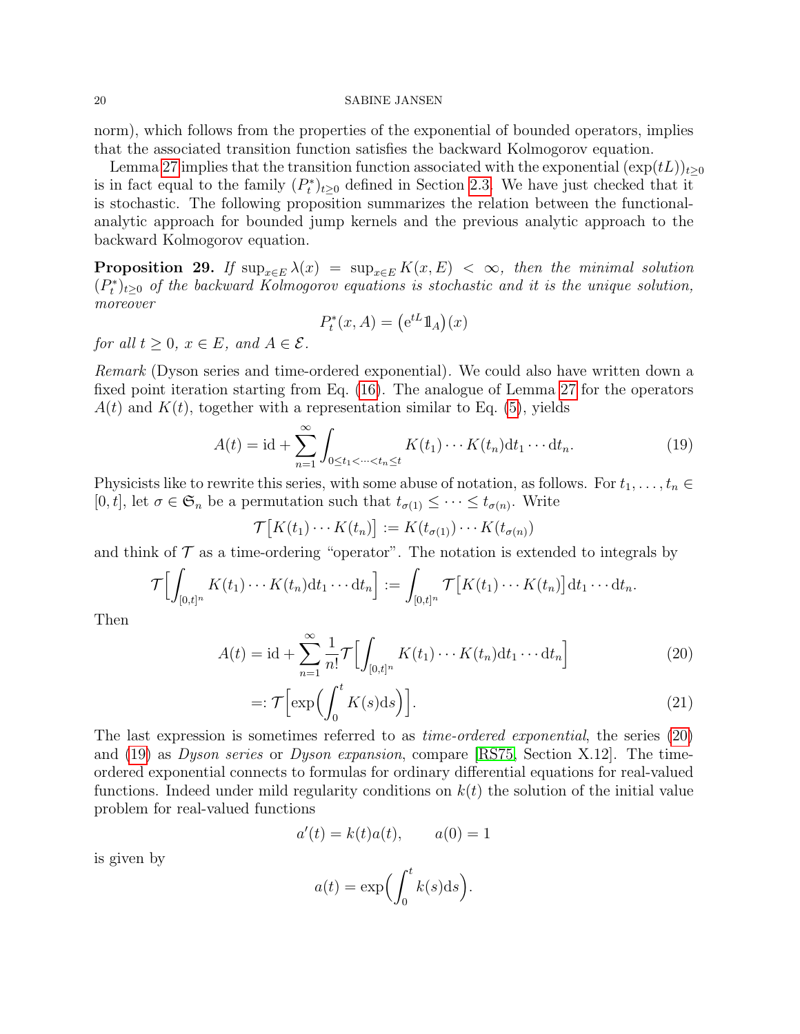norm), which follows from the properties of the exponential of bounded operators, implies that the associated transition function satisfies the backward Kolmogorov equation.

Lemma 27 implies that the transition function associated with the exponential $(\exp(tL))_{t\geq 0}$ is in fact equal to the family $(P_t^*)_{t\geq 0}$ defined in Section 2.3. We have just checked that it is stochastic. The following proposition summarizes the relation between the functional-analytic approach for bounded jump kernels and the previous analytic approach to the backward Kolmogorov equation.

**Proposition 29.** *If $\sup_{x\in E}\lambda(x) = \sup_{x\in E} K(x,E) < \infty$, then the minimal solution $(P_t^*)_{t\geq 0}$ of the backward Kolmogorov equations is stochastic and it is the unique solution, moreover*

$$P_t^*(x,A) = \big(\mathrm{e}^{tL}\mathbb{1}_A\big)(x)$$

*for all $t\geq 0$, $x\in E$, and $A\in\mathcal{E}$.*

*Remark* (Dyson series and time-ordered exponential). We could also have written down a fixed point iteration starting from Eq. (16). The analogue of Lemma 27 for the operators $A(t)$ and $K(t)$, together with a representation similar to Eq. (5), yields

$$A(t) = \mathrm{id} + \sum_{n=1}^\infty \int_{0\leq t_1<\cdots<t_n\leq t} K(t_1)\cdots K(t_n)\mathrm{d}t_1\cdots\mathrm{d}t_n. \tag{19}$$

Physicists like to rewrite this series, with some abuse of notation, as follows. For $t_1,\dots,t_n\in[0,t]$, let $\sigma\in\mathfrak{S}_n$ be a permutation such that $t_{\sigma(1)}\leq\cdots\leq t_{\sigma(n)}$. Write

$$\mathcal{T}\big[K(t_1)\cdots K(t_n)\big] := K(t_{\sigma(1)})\cdots K(t_{\sigma(n)})$$

and think of $\mathcal{T}$ as a time-ordering "operator". The notation is extended to integrals by

$$\mathcal{T}\Big[\int_{[0,t]^n} K(t_1)\cdots K(t_n)\mathrm{d}t_1\cdots\mathrm{d}t_n\Big] := \int_{[0,t]^n}\mathcal{T}\big[K(t_1)\cdots K(t_n)\big]\mathrm{d}t_1\cdots\mathrm{d}t_n.$$

Then

$$A(t) = \mathrm{id} + \sum_{n=1}^\infty \frac{1}{n!}\mathcal{T}\Big[\int_{[0,t]^n} K(t_1)\cdots K(t_n)\mathrm{d}t_1\cdots\mathrm{d}t_n\Big] \tag{20}$$

$$=: \mathcal{T}\Big[\exp\Big(\int_0^t K(s)\mathrm{d}s\Big)\Big]. \tag{21}$$

The last expression is sometimes referred to as *time-ordered exponential*, the series (20) and (19) as *Dyson series* or *Dyson expansion*, compare [RS75, Section X.12]. The time-ordered exponential connects to formulas for ordinary differential equations for real-valued functions. Indeed under mild regularity conditions on $k(t)$ the solution of the initial value problem for real-valued functions

$$a'(t) = k(t)a(t), \qquad a(0) = 1$$

is given by

$$a(t) = \exp\Big(\int_0^t k(s)\mathrm{d}s\Big).$$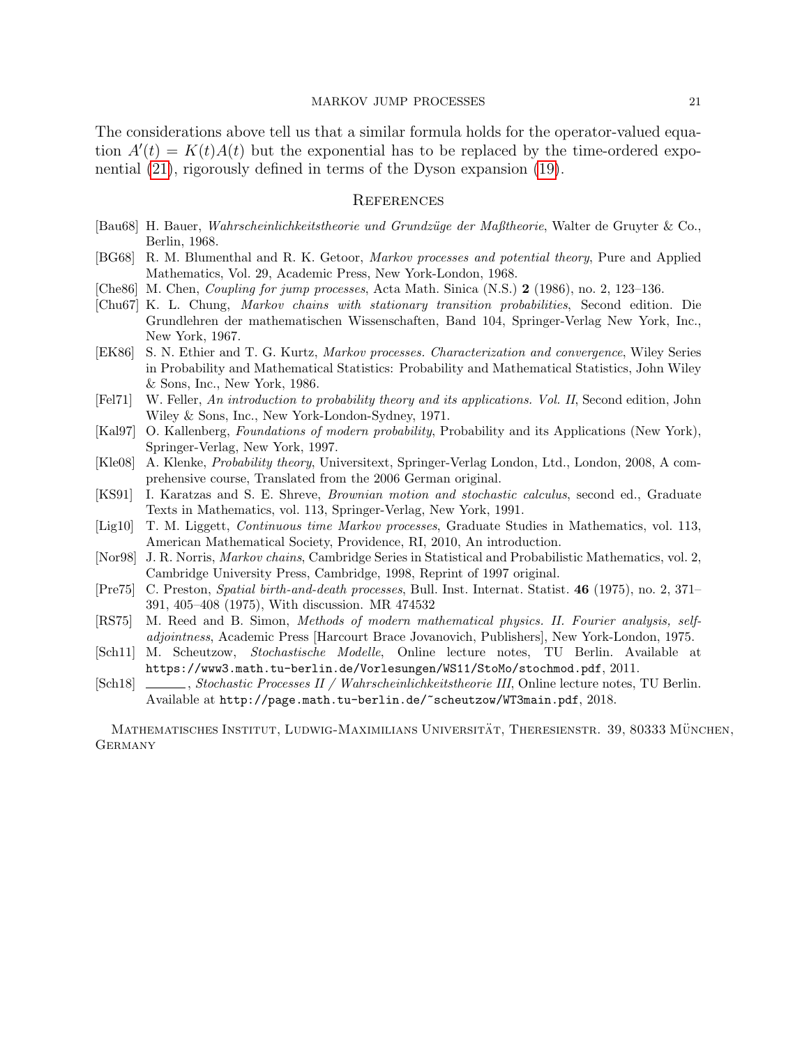The considerations above tell us that a similar formula holds for the operator-valued equation $A'(t) = K(t)A(t)$ but the exponential has to be replaced by the time-ordered exponential (21), rigorously defined in terms of the Dyson expansion (19).

## References

[Bau68] H. Bauer, *Wahrscheinlichkeitstheorie und Grundzüge der Maßtheorie*, Walter de Gruyter & Co., Berlin, 1968.

[BG68] R. M. Blumenthal and R. K. Getoor, *Markov processes and potential theory*, Pure and Applied Mathematics, Vol. 29, Academic Press, New York-London, 1968.

[Che86] M. Chen, *Coupling for jump processes*, Acta Math. Sinica (N.S.) **2** (1986), no. 2, 123–136.

[Chu67] K. L. Chung, *Markov chains with stationary transition probabilities*, Second edition. Die Grundlehren der mathematischen Wissenschaften, Band 104, Springer-Verlag New York, Inc., New York, 1967.

[EK86] S. N. Ethier and T. G. Kurtz, *Markov processes. Characterization and convergence*, Wiley Series in Probability and Mathematical Statistics: Probability and Mathematical Statistics, John Wiley & Sons, Inc., New York, 1986.

[Fel71] W. Feller, *An introduction to probability theory and its applications. Vol. II*, Second edition, John Wiley & Sons, Inc., New York-London-Sydney, 1971.

[Kal97] O. Kallenberg, *Foundations of modern probability*, Probability and its Applications (New York), Springer-Verlag, New York, 1997.

[Kle08] A. Klenke, *Probability theory*, Universitext, Springer-Verlag London, Ltd., London, 2008, A comprehensive course, Translated from the 2006 German original.

[KS91] I. Karatzas and S. E. Shreve, *Brownian motion and stochastic calculus*, second ed., Graduate Texts in Mathematics, vol. 113, Springer-Verlag, New York, 1991.

[Lig10] T. M. Liggett, *Continuous time Markov processes*, Graduate Studies in Mathematics, vol. 113, American Mathematical Society, Providence, RI, 2010, An introduction.

[Nor98] J. R. Norris, *Markov chains*, Cambridge Series in Statistical and Probabilistic Mathematics, vol. 2, Cambridge University Press, Cambridge, 1998, Reprint of 1997 original.

[Pre75] C. Preston, *Spatial birth-and-death processes*, Bull. Inst. Internat. Statist. **46** (1975), no. 2, 371–391, 405–408 (1975), With discussion. MR 474532

[RS75] M. Reed and B. Simon, *Methods of modern mathematical physics. II. Fourier analysis, self-adjointness*, Academic Press [Harcourt Brace Jovanovich, Publishers], New York-London, 1975.

[Sch11] M. Scheutzow, *Stochastische Modelle*, Online lecture notes, TU Berlin. Available at `https://www3.math.tu-berlin.de/Vorlesungen/WS11/StoMo/stochmod.pdf`, 2011.

[Sch18] ______, *Stochastic Processes II / Wahrscheinlichkeitstheorie III*, Online lecture notes, TU Berlin. Available at `http://page.math.tu-berlin.de/~scheutzow/WT3main.pdf`, 2018.

Mathematisches Institut, Ludwig-Maximilians Universität, Theresienstr. 39, 80333 München, Germany